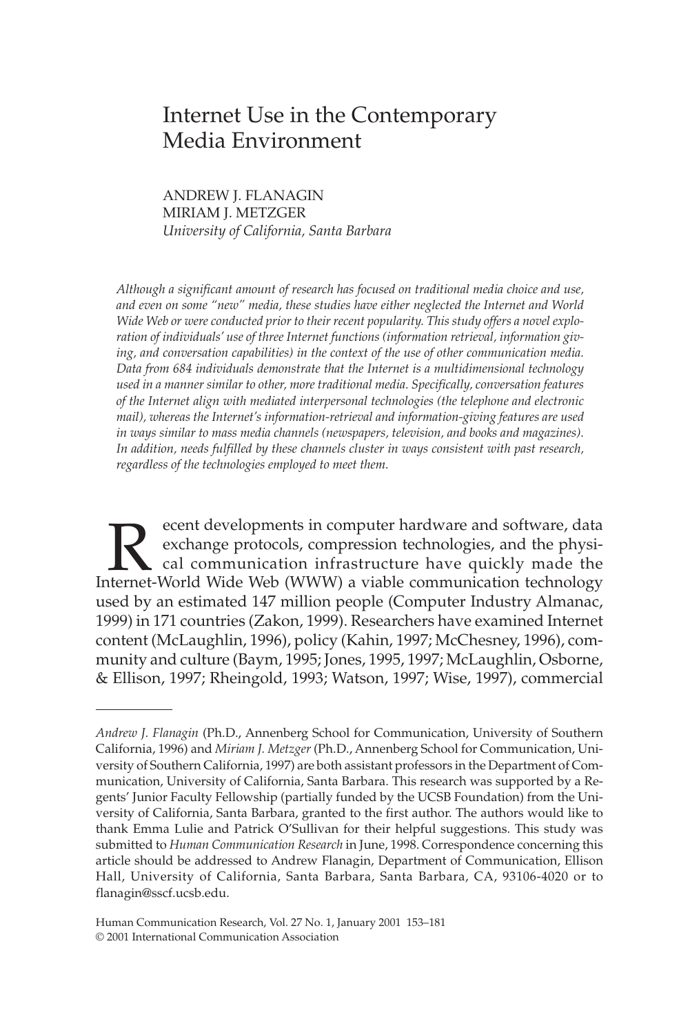# Internet Use in the Contemporary Media Environment

ANDREW J. FLANAGIN
MIRIAM J. METZGER
*University of California, Santa Barbara*

*Although a significant amount of research has focused on traditional media choice and use, and even on some "new" media, these studies have either neglected the Internet and World Wide Web or were conducted prior to their recent popularity. This study offers a novel exploration of individuals' use of three Internet functions (information retrieval, information giving, and conversation capabilities) in the context of the use of other communication media. Data from 684 individuals demonstrate that the Internet is a multidimensional technology used in a manner similar to other, more traditional media. Specifically, conversation features of the Internet align with mediated interpersonal technologies (the telephone and electronic mail), whereas the Internet's information-retrieval and information-giving features are used in ways similar to mass media channels (newspapers, television, and books and magazines). In addition, needs fulfilled by these channels cluster in ways consistent with past research, regardless of the technologies employed to meet them.*

Recent developments in computer hardware and software, data exchange protocols, compression technologies, and the physical communication infrastructure have quickly made the Internet-World Wide Web (WWW) a viable communication technology used by an estimated 147 million people (Computer Industry Almanac, 1999) in 171 countries (Zakon, 1999). Researchers have examined Internet content (McLaughlin, 1996), policy (Kahin, 1997; McChesney, 1996), community and culture (Baym, 1995; Jones, 1995, 1997; McLaughlin, Osborne, & Ellison, 1997; Rheingold, 1993; Watson, 1997; Wise, 1997), commercial

---

*Andrew J. Flanagin* (Ph.D., Annenberg School for Communication, University of Southern California, 1996) and *Miriam J. Metzger* (Ph.D., Annenberg School for Communication, University of Southern California, 1997) are both assistant professors in the Department of Communication, University of California, Santa Barbara. This research was supported by a Regents' Junior Faculty Fellowship (partially funded by the UCSB Foundation) from the University of California, Santa Barbara, granted to the first author. The authors would like to thank Emma Lulie and Patrick O'Sullivan for their helpful suggestions. This study was submitted to *Human Communication Research* in June, 1998. Correspondence concerning this article should be addressed to Andrew Flanagin, Department of Communication, Ellison Hall, University of California, Santa Barbara, Santa Barbara, CA, 93106-4020 or to flanagin@sscf.ucsb.edu.

Human Communication Research, Vol. 27 No. 1, January 2001 153–181
© 2001 International Communication Association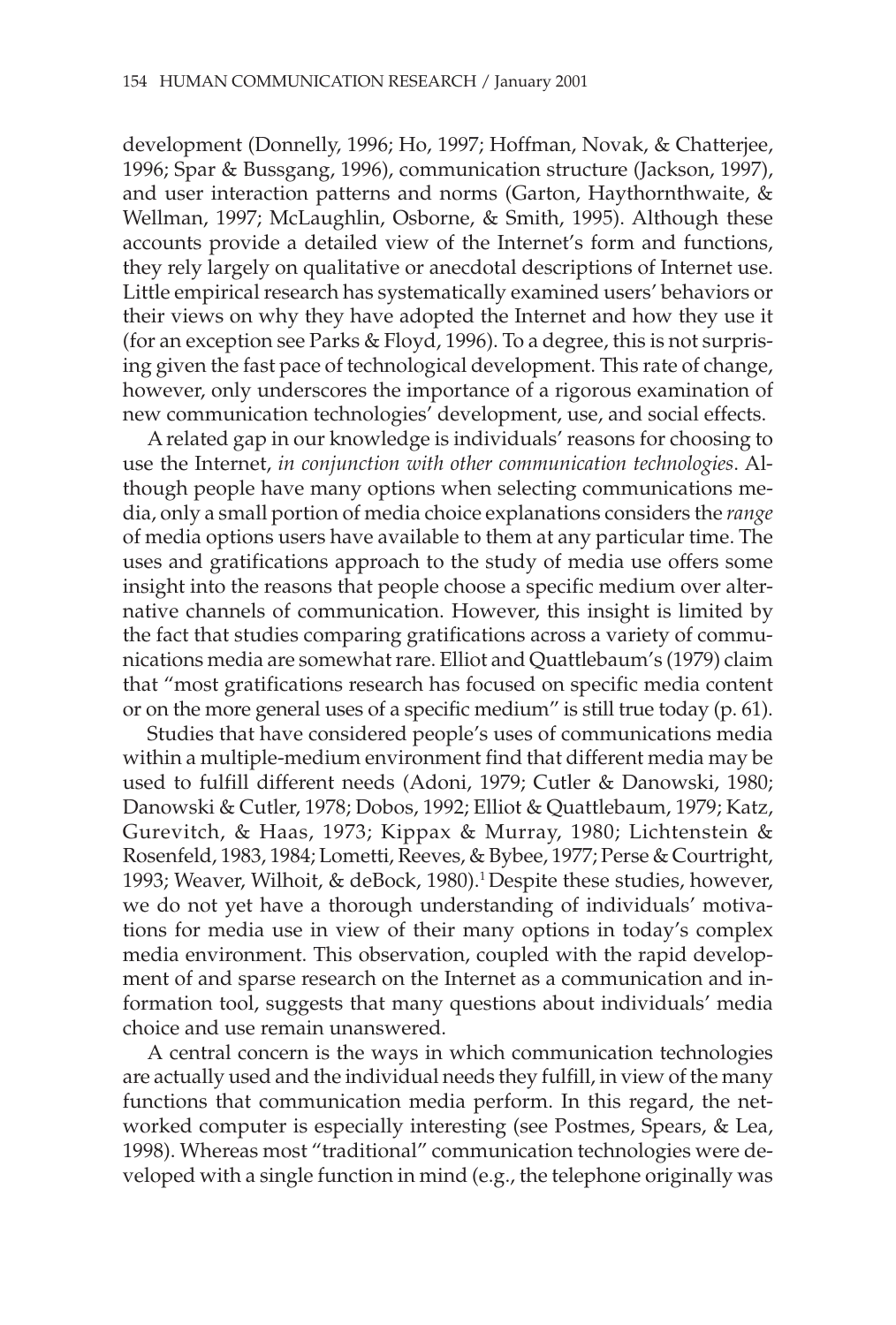development (Donnelly, 1996; Ho, 1997; Hoffman, Novak, & Chatterjee, 1996; Spar & Bussgang, 1996), communication structure (Jackson, 1997), and user interaction patterns and norms (Garton, Haythornthwaite, & Wellman, 1997; McLaughlin, Osborne, & Smith, 1995). Although these accounts provide a detailed view of the Internet's form and functions, they rely largely on qualitative or anecdotal descriptions of Internet use. Little empirical research has systematically examined users' behaviors or their views on why they have adopted the Internet and how they use it (for an exception see Parks & Floyd, 1996). To a degree, this is not surprising given the fast pace of technological development. This rate of change, however, only underscores the importance of a rigorous examination of new communication technologies' development, use, and social effects.

A related gap in our knowledge is individuals' reasons for choosing to use the Internet, *in conjunction with other communication technologies*. Although people have many options when selecting communications media, only a small portion of media choice explanations considers the *range* of media options users have available to them at any particular time. The uses and gratifications approach to the study of media use offers some insight into the reasons that people choose a specific medium over alternative channels of communication. However, this insight is limited by the fact that studies comparing gratifications across a variety of communications media are somewhat rare. Elliot and Quattlebaum's (1979) claim that "most gratifications research has focused on specific media content or on the more general uses of a specific medium" is still true today (p. 61).

Studies that have considered people's uses of communications media within a multiple-medium environment find that different media may be used to fulfill different needs (Adoni, 1979; Cutler & Danowski, 1980; Danowski & Cutler, 1978; Dobos, 1992; Elliot & Quattlebaum, 1979; Katz, Gurevitch, & Haas, 1973; Kippax & Murray, 1980; Lichtenstein & Rosenfeld, 1983, 1984; Lometti, Reeves, & Bybee, 1977; Perse & Courtright, 1993; Weaver, Wilhoit, & deBock, 1980).[1] Despite these studies, however, we do not yet have a thorough understanding of individuals' motivations for media use in view of their many options in today's complex media environment. This observation, coupled with the rapid development of and sparse research on the Internet as a communication and information tool, suggests that many questions about individuals' media choice and use remain unanswered.

A central concern is the ways in which communication technologies are actually used and the individual needs they fulfill, in view of the many functions that communication media perform. In this regard, the networked computer is especially interesting (see Postmes, Spears, & Lea, 1998). Whereas most "traditional" communication technologies were developed with a single function in mind (e.g., the telephone originally was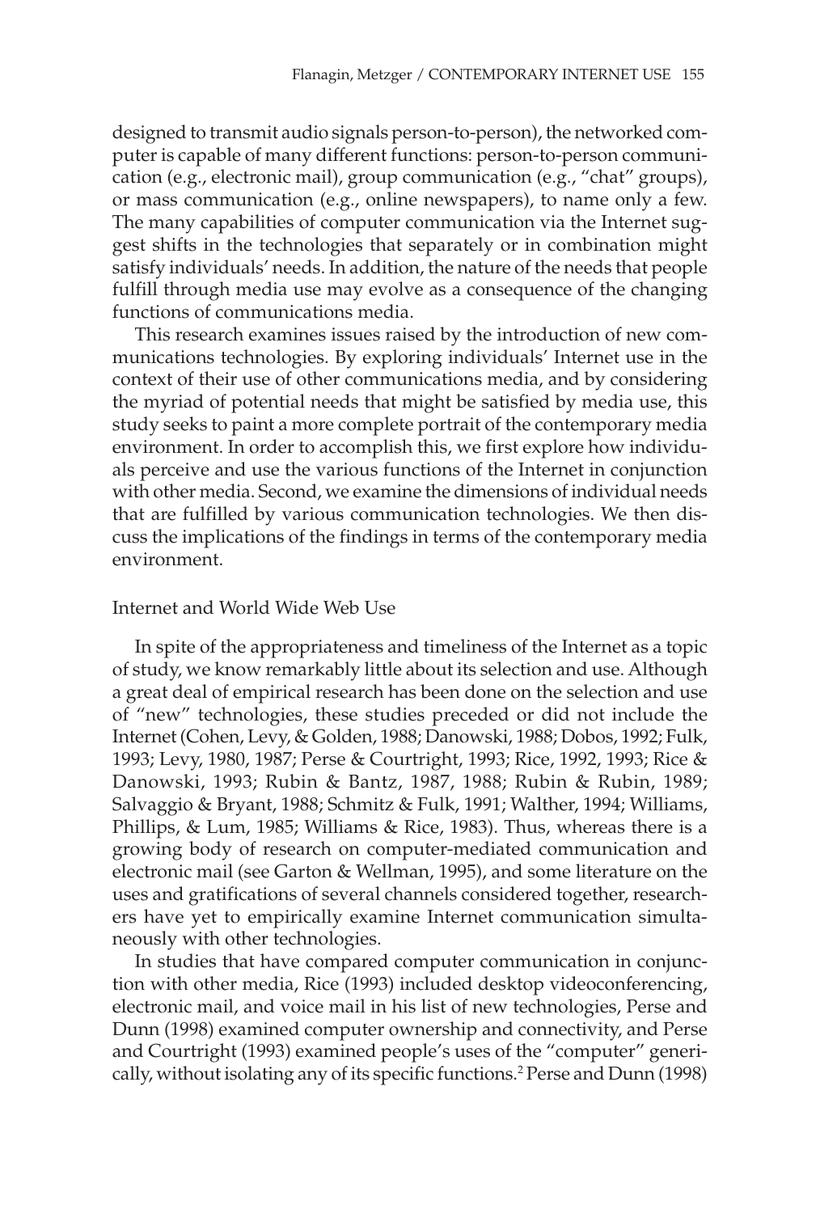designed to transmit audio signals person-to-person), the networked computer is capable of many different functions: person-to-person communication (e.g., electronic mail), group communication (e.g., "chat" groups), or mass communication (e.g., online newspapers), to name only a few. The many capabilities of computer communication via the Internet suggest shifts in the technologies that separately or in combination might satisfy individuals' needs. In addition, the nature of the needs that people fulfill through media use may evolve as a consequence of the changing functions of communications media.

This research examines issues raised by the introduction of new communications technologies. By exploring individuals' Internet use in the context of their use of other communications media, and by considering the myriad of potential needs that might be satisfied by media use, this study seeks to paint a more complete portrait of the contemporary media environment. In order to accomplish this, we first explore how individuals perceive and use the various functions of the Internet in conjunction with other media. Second, we examine the dimensions of individual needs that are fulfilled by various communication technologies. We then discuss the implications of the findings in terms of the contemporary media environment.

## Internet and World Wide Web Use

In spite of the appropriateness and timeliness of the Internet as a topic of study, we know remarkably little about its selection and use. Although a great deal of empirical research has been done on the selection and use of "new" technologies, these studies preceded or did not include the Internet (Cohen, Levy, & Golden, 1988; Danowski, 1988; Dobos, 1992; Fulk, 1993; Levy, 1980, 1987; Perse & Courtright, 1993; Rice, 1992, 1993; Rice & Danowski, 1993; Rubin & Bantz, 1987, 1988; Rubin & Rubin, 1989; Salvaggio & Bryant, 1988; Schmitz & Fulk, 1991; Walther, 1994; Williams, Phillips, & Lum, 1985; Williams & Rice, 1983). Thus, whereas there is a growing body of research on computer-mediated communication and electronic mail (see Garton & Wellman, 1995), and some literature on the uses and gratifications of several channels considered together, researchers have yet to empirically examine Internet communication simultaneously with other technologies.

In studies that have compared computer communication in conjunction with other media, Rice (1993) included desktop videoconferencing, electronic mail, and voice mail in his list of new technologies, Perse and Dunn (1998) examined computer ownership and connectivity, and Perse and Courtright (1993) examined people's uses of the "computer" generically, without isolating any of its specific functions.[2] Perse and Dunn (1998)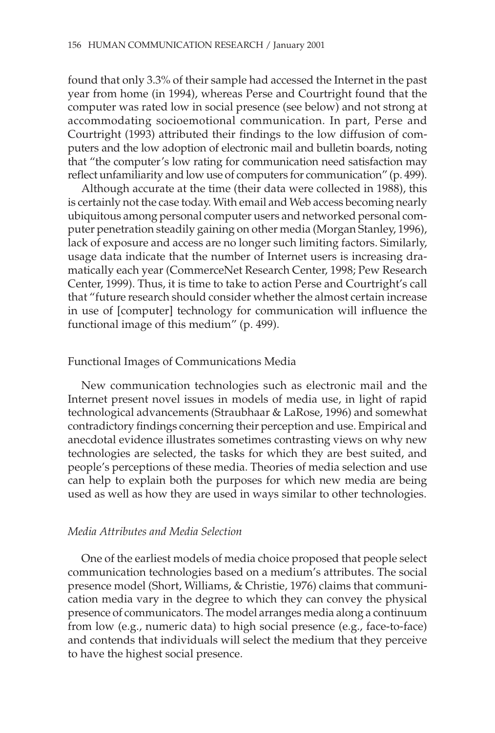found that only 3.3% of their sample had accessed the Internet in the past year from home (in 1994), whereas Perse and Courtright found that the computer was rated low in social presence (see below) and not strong at accommodating socioemotional communication. In part, Perse and Courtright (1993) attributed their findings to the low diffusion of computers and the low adoption of electronic mail and bulletin boards, noting that "the computer's low rating for communication need satisfaction may reflect unfamiliarity and low use of computers for communication" (p. 499).

Although accurate at the time (their data were collected in 1988), this is certainly not the case today. With email and Web access becoming nearly ubiquitous among personal computer users and networked personal computer penetration steadily gaining on other media (Morgan Stanley, 1996), lack of exposure and access are no longer such limiting factors. Similarly, usage data indicate that the number of Internet users is increasing dramatically each year (CommerceNet Research Center, 1998; Pew Research Center, 1999). Thus, it is time to take to action Perse and Courtright's call that "future research should consider whether the almost certain increase in use of [computer] technology for communication will influence the functional image of this medium" (p. 499).

## Functional Images of Communications Media

New communication technologies such as electronic mail and the Internet present novel issues in models of media use, in light of rapid technological advancements (Straubhaar & LaRose, 1996) and somewhat contradictory findings concerning their perception and use. Empirical and anecdotal evidence illustrates sometimes contrasting views on why new technologies are selected, the tasks for which they are best suited, and people's perceptions of these media. Theories of media selection and use can help to explain both the purposes for which new media are being used as well as how they are used in ways similar to other technologies.

### *Media Attributes and Media Selection*

One of the earliest models of media choice proposed that people select communication technologies based on a medium's attributes. The social presence model (Short, Williams, & Christie, 1976) claims that communication media vary in the degree to which they can convey the physical presence of communicators. The model arranges media along a continuum from low (e.g., numeric data) to high social presence (e.g., face-to-face) and contends that individuals will select the medium that they perceive to have the highest social presence.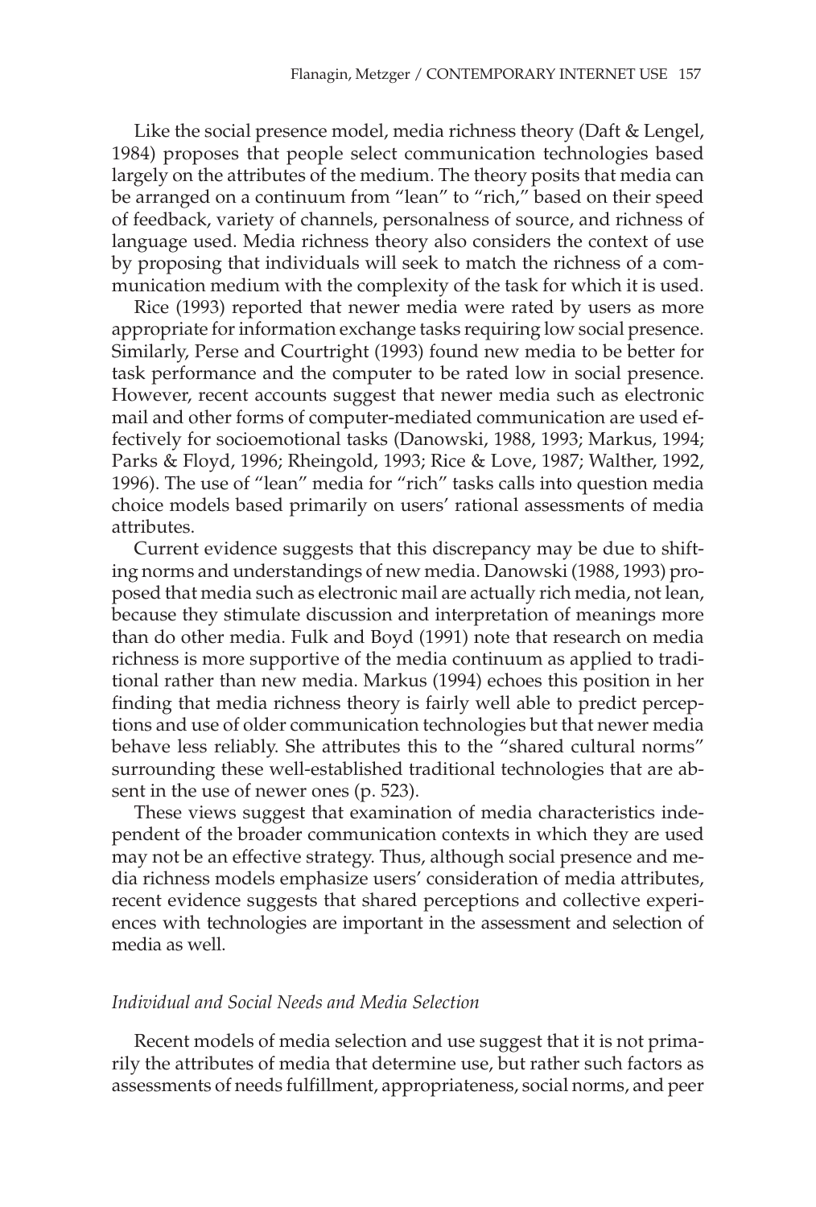Like the social presence model, media richness theory (Daft & Lengel, 1984) proposes that people select communication technologies based largely on the attributes of the medium. The theory posits that media can be arranged on a continuum from "lean" to "rich," based on their speed of feedback, variety of channels, personalness of source, and richness of language used. Media richness theory also considers the context of use by proposing that individuals will seek to match the richness of a communication medium with the complexity of the task for which it is used.

Rice (1993) reported that newer media were rated by users as more appropriate for information exchange tasks requiring low social presence. Similarly, Perse and Courtright (1993) found new media to be better for task performance and the computer to be rated low in social presence. However, recent accounts suggest that newer media such as electronic mail and other forms of computer-mediated communication are used effectively for socioemotional tasks (Danowski, 1988, 1993; Markus, 1994; Parks & Floyd, 1996; Rheingold, 1993; Rice & Love, 1987; Walther, 1992, 1996). The use of "lean" media for "rich" tasks calls into question media choice models based primarily on users' rational assessments of media attributes.

Current evidence suggests that this discrepancy may be due to shifting norms and understandings of new media. Danowski (1988, 1993) proposed that media such as electronic mail are actually rich media, not lean, because they stimulate discussion and interpretation of meanings more than do other media. Fulk and Boyd (1991) note that research on media richness is more supportive of the media continuum as applied to traditional rather than new media. Markus (1994) echoes this position in her finding that media richness theory is fairly well able to predict perceptions and use of older communication technologies but that newer media behave less reliably. She attributes this to the "shared cultural norms" surrounding these well-established traditional technologies that are absent in the use of newer ones (p. 523).

These views suggest that examination of media characteristics independent of the broader communication contexts in which they are used may not be an effective strategy. Thus, although social presence and media richness models emphasize users' consideration of media attributes, recent evidence suggests that shared perceptions and collective experiences with technologies are important in the assessment and selection of media as well.

### *Individual and Social Needs and Media Selection*

Recent models of media selection and use suggest that it is not primarily the attributes of media that determine use, but rather such factors as assessments of needs fulfillment, appropriateness, social norms, and peer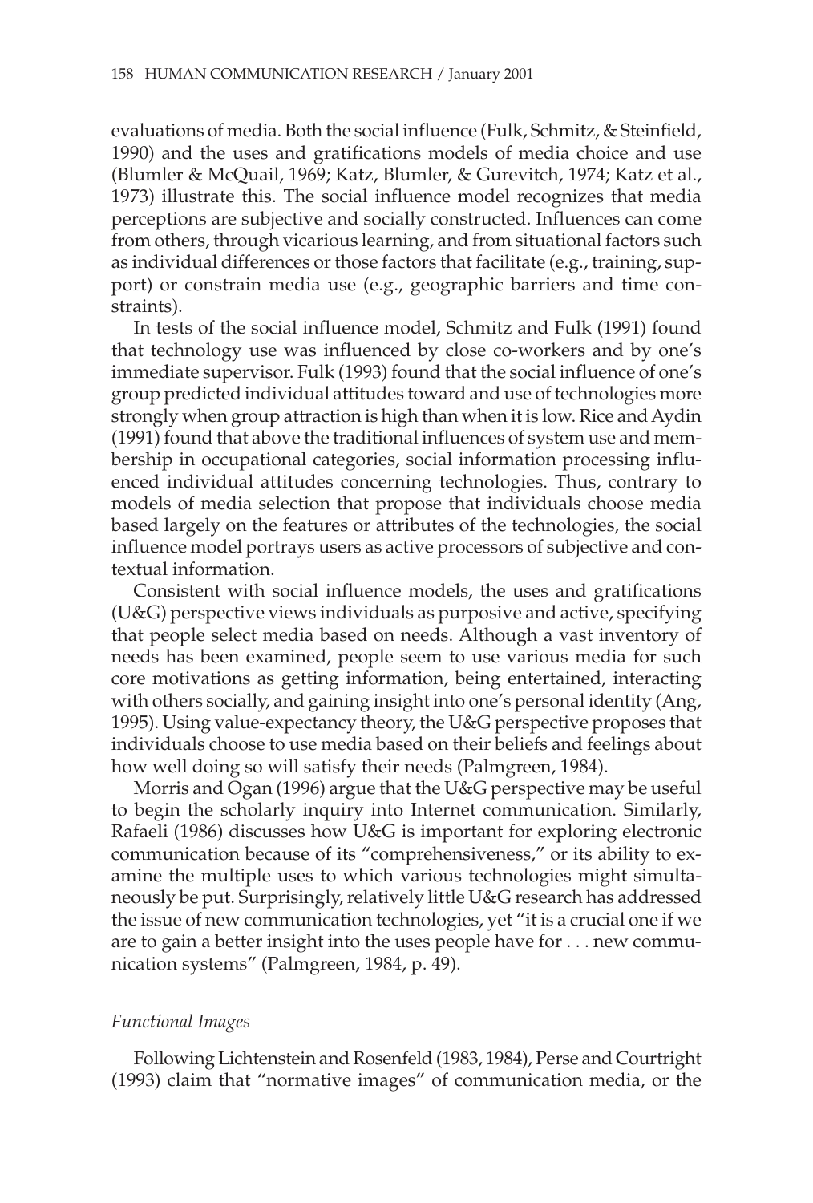evaluations of media. Both the social influence (Fulk, Schmitz, & Steinfield, 1990) and the uses and gratifications models of media choice and use (Blumler & McQuail, 1969; Katz, Blumler, & Gurevitch, 1974; Katz et al., 1973) illustrate this. The social influence model recognizes that media perceptions are subjective and socially constructed. Influences can come from others, through vicarious learning, and from situational factors such as individual differences or those factors that facilitate (e.g., training, support) or constrain media use (e.g., geographic barriers and time constraints).

In tests of the social influence model, Schmitz and Fulk (1991) found that technology use was influenced by close co-workers and by one's immediate supervisor. Fulk (1993) found that the social influence of one's group predicted individual attitudes toward and use of technologies more strongly when group attraction is high than when it is low. Rice and Aydin (1991) found that above the traditional influences of system use and membership in occupational categories, social information processing influenced individual attitudes concerning technologies. Thus, contrary to models of media selection that propose that individuals choose media based largely on the features or attributes of the technologies, the social influence model portrays users as active processors of subjective and contextual information.

Consistent with social influence models, the uses and gratifications (U&G) perspective views individuals as purposive and active, specifying that people select media based on needs. Although a vast inventory of needs has been examined, people seem to use various media for such core motivations as getting information, being entertained, interacting with others socially, and gaining insight into one's personal identity (Ang, 1995). Using value-expectancy theory, the U&G perspective proposes that individuals choose to use media based on their beliefs and feelings about how well doing so will satisfy their needs (Palmgreen, 1984).

Morris and Ogan (1996) argue that the U&G perspective may be useful to begin the scholarly inquiry into Internet communication. Similarly, Rafaeli (1986) discusses how U&G is important for exploring electronic communication because of its "comprehensiveness," or its ability to examine the multiple uses to which various technologies might simultaneously be put. Surprisingly, relatively little U&G research has addressed the issue of new communication technologies, yet "it is a crucial one if we are to gain a better insight into the uses people have for . . . new communication systems" (Palmgreen, 1984, p. 49).

### *Functional Images*

Following Lichtenstein and Rosenfeld (1983, 1984), Perse and Courtright (1993) claim that "normative images" of communication media, or the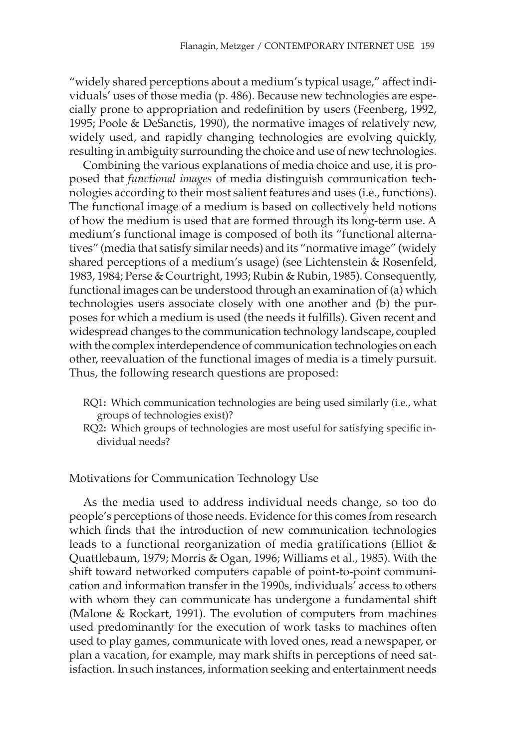"widely shared perceptions about a medium's typical usage," affect individuals' uses of those media (p. 486). Because new technologies are especially prone to appropriation and redefinition by users (Feenberg, 1992, 1995; Poole & DeSanctis, 1990), the normative images of relatively new, widely used, and rapidly changing technologies are evolving quickly, resulting in ambiguity surrounding the choice and use of new technologies.

Combining the various explanations of media choice and use, it is proposed that *functional images* of media distinguish communication technologies according to their most salient features and uses (i.e., functions). The functional image of a medium is based on collectively held notions of how the medium is used that are formed through its long-term use. A medium's functional image is composed of both its "functional alternatives" (media that satisfy similar needs) and its "normative image" (widely shared perceptions of a medium's usage) (see Lichtenstein & Rosenfeld, 1983, 1984; Perse & Courtright, 1993; Rubin & Rubin, 1985). Consequently, functional images can be understood through an examination of (a) which technologies users associate closely with one another and (b) the purposes for which a medium is used (the needs it fulfills). Given recent and widespread changes to the communication technology landscape, coupled with the complex interdependence of communication technologies on each other, reevaluation of the functional images of media is a timely pursuit. Thus, the following research questions are proposed:

- RQ1**:** Which communication technologies are being used similarly (i.e., what groups of technologies exist)?
- RQ2**:** Which groups of technologies are most useful for satisfying specific individual needs?

## Motivations for Communication Technology Use

As the media used to address individual needs change, so too do people's perceptions of those needs. Evidence for this comes from research which finds that the introduction of new communication technologies leads to a functional reorganization of media gratifications (Elliot & Quattlebaum, 1979; Morris & Ogan, 1996; Williams et al., 1985). With the shift toward networked computers capable of point-to-point communication and information transfer in the 1990s, individuals' access to others with whom they can communicate has undergone a fundamental shift (Malone & Rockart, 1991). The evolution of computers from machines used predominantly for the execution of work tasks to machines often used to play games, communicate with loved ones, read a newspaper, or plan a vacation, for example, may mark shifts in perceptions of need satisfaction. In such instances, information seeking and entertainment needs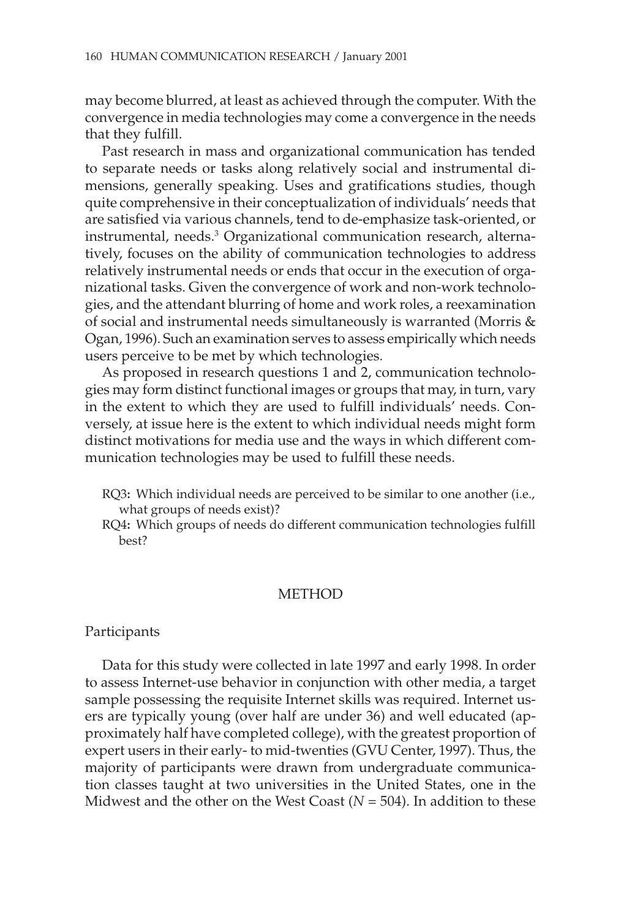may become blurred, at least as achieved through the computer. With the convergence in media technologies may come a convergence in the needs that they fulfill.

Past research in mass and organizational communication has tended to separate needs or tasks along relatively social and instrumental dimensions, generally speaking. Uses and gratifications studies, though quite comprehensive in their conceptualization of individuals' needs that are satisfied via various channels, tend to de-emphasize task-oriented, or instrumental, needs.[3] Organizational communication research, alternatively, focuses on the ability of communication technologies to address relatively instrumental needs or ends that occur in the execution of organizational tasks. Given the convergence of work and non-work technologies, and the attendant blurring of home and work roles, a reexamination of social and instrumental needs simultaneously is warranted (Morris & Ogan, 1996). Such an examination serves to assess empirically which needs users perceive to be met by which technologies.

As proposed in research questions 1 and 2, communication technologies may form distinct functional images or groups that may, in turn, vary in the extent to which they are used to fulfill individuals' needs. Conversely, at issue here is the extent to which individual needs might form distinct motivations for media use and the ways in which different communication technologies may be used to fulfill these needs.

> RQ3: Which individual needs are perceived to be similar to one another (i.e., what groups of needs exist)?
>
> RQ4: Which groups of needs do different communication technologies fulfill best?

## METHOD

### Participants

Data for this study were collected in late 1997 and early 1998. In order to assess Internet-use behavior in conjunction with other media, a target sample possessing the requisite Internet skills was required. Internet users are typically young (over half are under 36) and well educated (approximately half have completed college), with the greatest proportion of expert users in their early- to mid-twenties (GVU Center, 1997). Thus, the majority of participants were drawn from undergraduate communication classes taught at two universities in the United States, one in the Midwest and the other on the West Coast (*N* = 504). In addition to these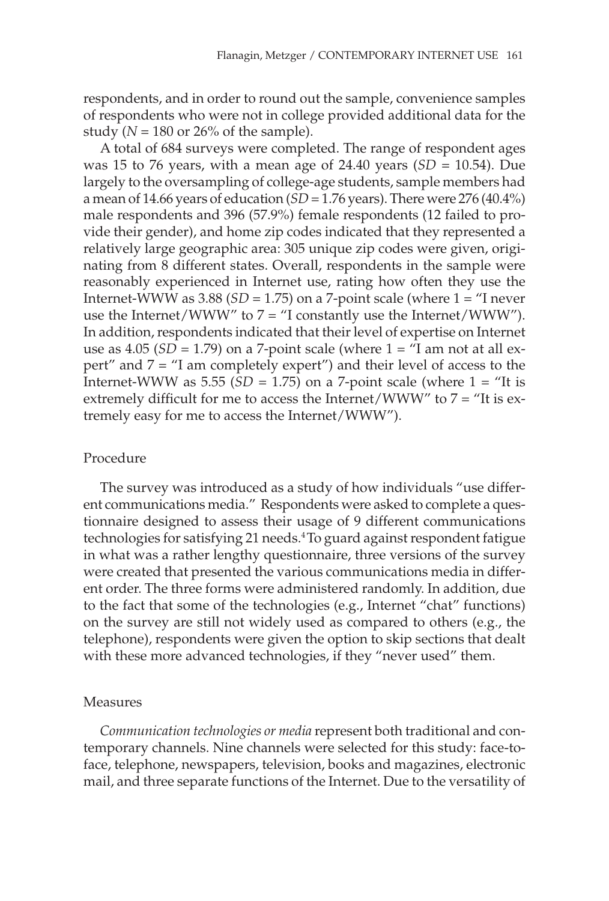respondents, and in order to round out the sample, convenience samples of respondents who were not in college provided additional data for the study (*N* = 180 or 26% of the sample).

A total of 684 surveys were completed. The range of respondent ages was 15 to 76 years, with a mean age of 24.40 years (*SD* = 10.54). Due largely to the oversampling of college-age students, sample members had a mean of 14.66 years of education (*SD* = 1.76 years). There were 276 (40.4%) male respondents and 396 (57.9%) female respondents (12 failed to provide their gender), and home zip codes indicated that they represented a relatively large geographic area: 305 unique zip codes were given, originating from 8 different states. Overall, respondents in the sample were reasonably experienced in Internet use, rating how often they use the Internet-WWW as 3.88 (*SD* = 1.75) on a 7-point scale (where 1 = "I never use the Internet/WWW" to 7 = "I constantly use the Internet/WWW"). In addition, respondents indicated that their level of expertise on Internet use as 4.05 (*SD* = 1.79) on a 7-point scale (where 1 = "I am not at all expert" and 7 = "I am completely expert") and their level of access to the Internet-WWW as 5.55 (*SD* = 1.75) on a 7-point scale (where 1 = "It is extremely difficult for me to access the Internet/WWW" to 7 = "It is extremely easy for me to access the Internet/WWW").

## Procedure

The survey was introduced as a study of how individuals "use different communications media." Respondents were asked to complete a questionnaire designed to assess their usage of 9 different communications technologies for satisfying 21 needs.[4] To guard against respondent fatigue in what was a rather lengthy questionnaire, three versions of the survey were created that presented the various communications media in different order. The three forms were administered randomly. In addition, due to the fact that some of the technologies (e.g., Internet "chat" functions) on the survey are still not widely used as compared to others (e.g., the telephone), respondents were given the option to skip sections that dealt with these more advanced technologies, if they "never used" them.

## Measures

*Communication technologies or media* represent both traditional and contemporary channels. Nine channels were selected for this study: face-to-face, telephone, newspapers, television, books and magazines, electronic mail, and three separate functions of the Internet. Due to the versatility of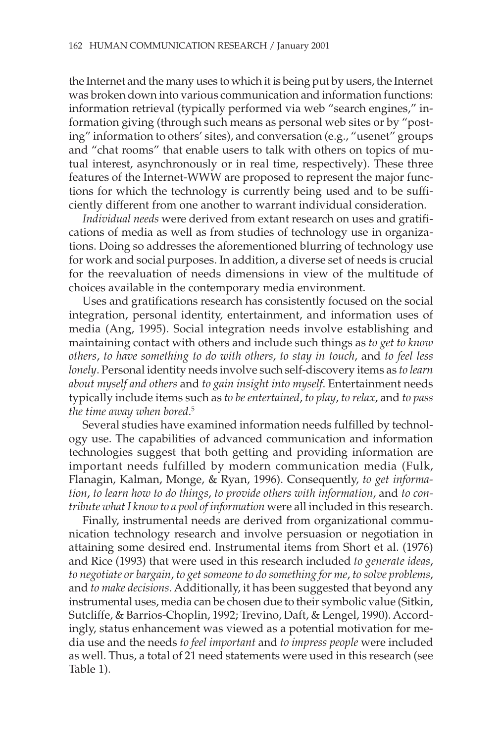the Internet and the many uses to which it is being put by users, the Internet was broken down into various communication and information functions: information retrieval (typically performed via web "search engines," information giving (through such means as personal web sites or by "posting" information to others' sites), and conversation (e.g., "usenet" groups and "chat rooms" that enable users to talk with others on topics of mutual interest, asynchronously or in real time, respectively). These three features of the Internet-WWW are proposed to represent the major functions for which the technology is currently being used and to be sufficiently different from one another to warrant individual consideration.

*Individual needs* were derived from extant research on uses and gratifications of media as well as from studies of technology use in organizations. Doing so addresses the aforementioned blurring of technology use for work and social purposes. In addition, a diverse set of needs is crucial for the reevaluation of needs dimensions in view of the multitude of choices available in the contemporary media environment.

Uses and gratifications research has consistently focused on the social integration, personal identity, entertainment, and information uses of media (Ang, 1995). Social integration needs involve establishing and maintaining contact with others and include such things as *to get to know others*, *to have something to do with others*, *to stay in touch*, and *to feel less lonely*. Personal identity needs involve such self-discovery items as *to learn about myself and others* and *to gain insight into myself*. Entertainment needs typically include items such as *to be entertained*, *to play*, *to relax*, and *to pass the time away when bored*.[5]

Several studies have examined information needs fulfilled by technology use. The capabilities of advanced communication and information technologies suggest that both getting and providing information are important needs fulfilled by modern communication media (Fulk, Flanagin, Kalman, Monge, & Ryan, 1996). Consequently, *to get information*, *to learn how to do things*, *to provide others with information*, and *to contribute what I know to a pool of information* were all included in this research.

Finally, instrumental needs are derived from organizational communication technology research and involve persuasion or negotiation in attaining some desired end. Instrumental items from Short et al. (1976) and Rice (1993) that were used in this research included *to generate ideas*, *to negotiate or bargain*, *to get someone to do something for me*, *to solve problems*, and *to make decisions*. Additionally, it has been suggested that beyond any instrumental uses, media can be chosen due to their symbolic value (Sitkin, Sutcliffe, & Barrios-Choplin, 1992; Trevino, Daft, & Lengel, 1990). Accordingly, status enhancement was viewed as a potential motivation for media use and the needs *to feel important* and *to impress people* were included as well. Thus, a total of 21 need statements were used in this research (see Table 1).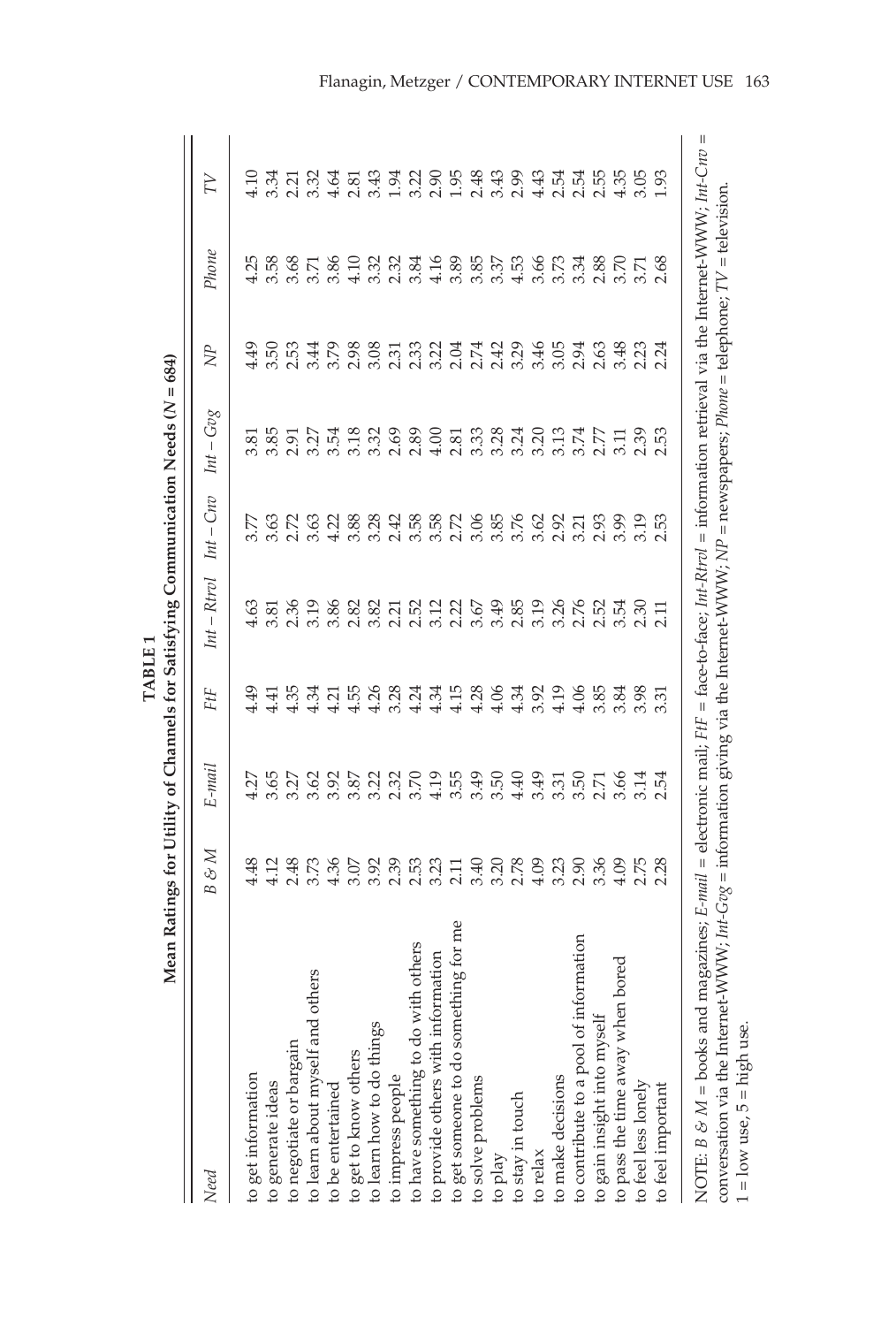**TABLE 1**
**Mean Ratings for Utility of Channels for Satisfying Communication Needs (N = 684)**

| Need | B & M | E-mail | FtF | Int – Rtrvl | Int – Cnv | Int – Gvg | NP | Phone | TV |
|---|---|---|---|---|---|---|---|---|---|
| to get information | 4.48 | 4.27 | 4.49 | 4.63 | 3.77 | 3.81 | 4.49 | 4.25 | 4.10 |
| to generate ideas | 4.12 | 3.65 | 4.41 | 3.81 | 3.63 | 3.85 | 3.50 | 3.58 | 3.34 |
| to negotiate or bargain | 2.48 | 3.27 | 4.35 | 2.36 | 2.72 | 2.91 | 2.53 | 3.68 | 2.21 |
| to learn about myself and others | 3.73 | 3.62 | 4.34 | 3.19 | 3.63 | 3.27 | 3.44 | 3.71 | 3.32 |
| to be entertained | 4.36 | 3.92 | 4.21 | 3.86 | 4.22 | 3.54 | 3.79 | 3.86 | 4.64 |
| to get to know others | 3.07 | 3.87 | 4.55 | 2.82 | 3.88 | 3.18 | 2.98 | 4.10 | 2.81 |
| to learn how to do things | 3.92 | 3.22 | 4.26 | 3.82 | 3.28 | 3.32 | 3.08 | 3.32 | 3.43 |
| to impress people | 2.39 | 2.32 | 3.28 | 2.21 | 2.42 | 2.69 | 2.31 | 2.32 | 1.94 |
| to have something to do with others | 2.53 | 3.70 | 4.24 | 2.52 | 3.58 | 2.89 | 2.33 | 3.84 | 3.22 |
| to provide others with information | 3.23 | 4.19 | 4.34 | 3.12 | 3.58 | 4.00 | 3.22 | 4.16 | 2.90 |
| to get someone to do something for me | 2.11 | 3.55 | 4.15 | 2.22 | 2.72 | 2.81 | 2.04 | 3.89 | 1.95 |
| to solve problems | 3.40 | 3.49 | 4.28 | 3.67 | 3.06 | 3.33 | 2.74 | 3.85 | 2.48 |
| to play | 3.20 | 3.50 | 4.06 | 3.49 | 3.85 | 3.28 | 2.42 | 3.37 | 3.43 |
| to stay in touch | 2.78 | 4.40 | 4.34 | 2.85 | 3.76 | 3.24 | 3.29 | 4.53 | 2.99 |
| to relax | 4.09 | 3.49 | 3.92 | 3.19 | 3.62 | 3.20 | 3.46 | 3.66 | 4.43 |
| to make decisions | 3.23 | 3.31 | 4.19 | 3.26 | 2.92 | 3.13 | 3.05 | 3.73 | 2.54 |
| to contribute to a pool of information | 2.90 | 3.50 | 4.06 | 2.76 | 3.21 | 3.74 | 2.94 | 3.34 | 2.54 |
| to gain insight into myself | 3.36 | 2.71 | 3.85 | 2.52 | 2.93 | 2.77 | 2.63 | 2.88 | 2.55 |
| to pass the time away when bored | 4.09 | 3.66 | 3.84 | 3.54 | 3.99 | 3.11 | 3.48 | 3.70 | 4.35 |
| to feel less lonely | 2.75 | 3.14 | 3.98 | 2.30 | 3.19 | 2.39 | 2.23 | 3.71 | 3.05 |
| to feel important | 2.28 | 2.54 | 3.31 | 2.11 | 2.53 | 2.53 | 2.24 | 2.68 | 1.93 |

NOTE: *B & M* = books and magazines; *E-mail* = electronic mail; *FtF* = face-to-face; *Int-Rtrvl* = information retrieval via the Internet-WWW; *Int-Cnv* = conversation via the Internet-WWW; *Int-Gvg* = information giving via the Internet-WWW; *NP* = newspapers; *Phone* = telephone; *TV* = television.
1 = low use, 5 = high use.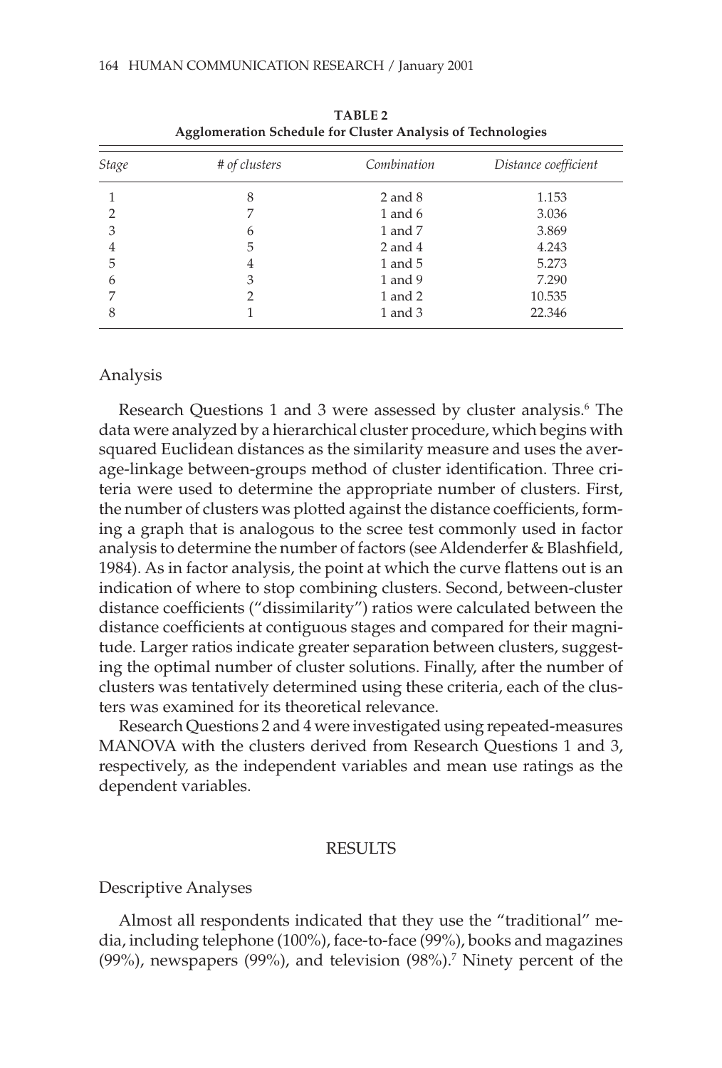**TABLE 2**
**Agglomeration Schedule for Cluster Analysis of Technologies**

| *Stage* | *# of clusters* | *Combination* | *Distance coefficient* |
|---|---|---|---|
| 1 | 8 | 2 and 8 | 1.153 |
| 2 | 7 | 1 and 6 | 3.036 |
| 3 | 6 | 1 and 7 | 3.869 |
| 4 | 5 | 2 and 4 | 4.243 |
| 5 | 4 | 1 and 5 | 5.273 |
| 6 | 3 | 1 and 9 | 7.290 |
| 7 | 2 | 1 and 2 | 10.535 |
| 8 | 1 | 1 and 3 | 22.346 |

### Analysis

Research Questions 1 and 3 were assessed by cluster analysis.[6] The data were analyzed by a hierarchical cluster procedure, which begins with squared Euclidean distances as the similarity measure and uses the average-linkage between-groups method of cluster identification. Three criteria were used to determine the appropriate number of clusters. First, the number of clusters was plotted against the distance coefficients, forming a graph that is analogous to the scree test commonly used in factor analysis to determine the number of factors (see Aldenderfer & Blashfield, 1984). As in factor analysis, the point at which the curve flattens out is an indication of where to stop combining clusters. Second, between-cluster distance coefficients ("dissimilarity") ratios were calculated between the distance coefficients at contiguous stages and compared for their magnitude. Larger ratios indicate greater separation between clusters, suggesting the optimal number of cluster solutions. Finally, after the number of clusters was tentatively determined using these criteria, each of the clusters was examined for its theoretical relevance.

Research Questions 2 and 4 were investigated using repeated-measures MANOVA with the clusters derived from Research Questions 1 and 3, respectively, as the independent variables and mean use ratings as the dependent variables.

## RESULTS

### Descriptive Analyses

Almost all respondents indicated that they use the "traditional" media, including telephone (100%), face-to-face (99%), books and magazines (99%), newspapers (99%), and television (98%).[7] Ninety percent of the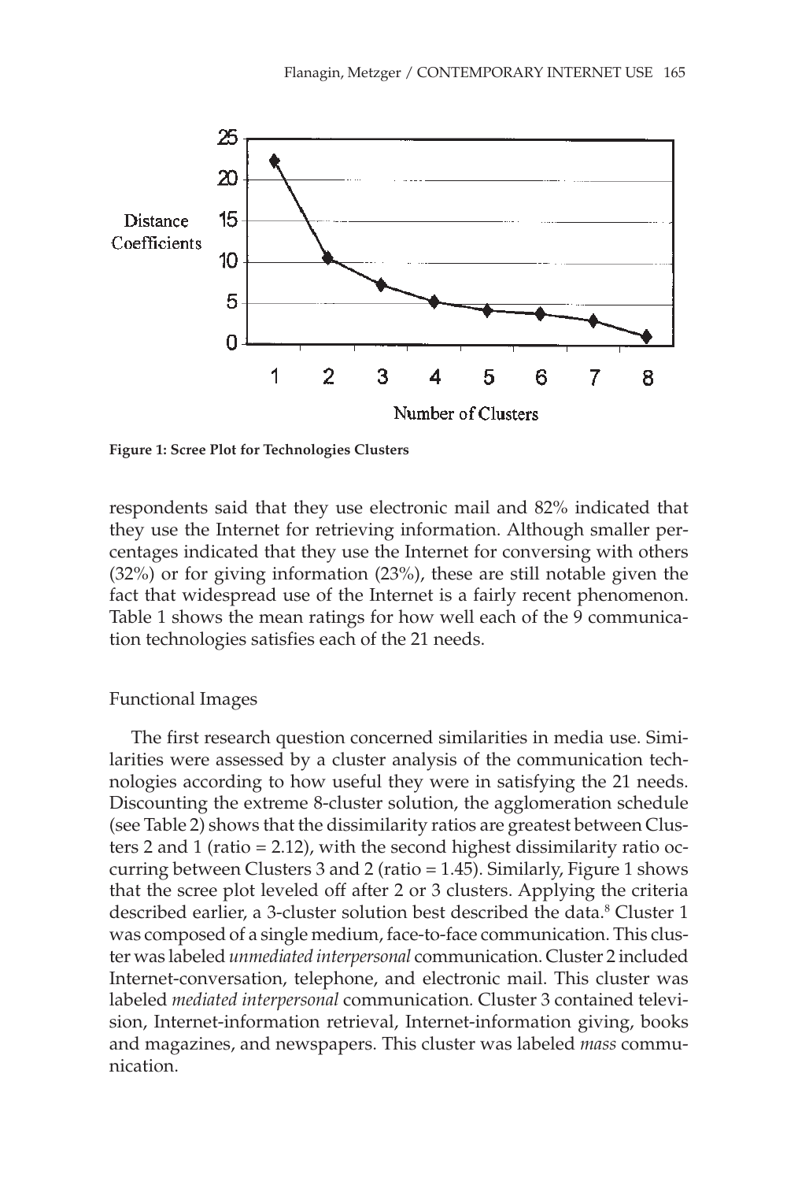Figure 1: Scree Plot for Technologies Clusters

respondents said that they use electronic mail and 82% indicated that they use the Internet for retrieving information. Although smaller percentages indicated that they use the Internet for conversing with others (32%) or for giving information (23%), these are still notable given the fact that widespread use of the Internet is a fairly recent phenomenon. Table 1 shows the mean ratings for how well each of the 9 communication technologies satisfies each of the 21 needs.

## Functional Images

The first research question concerned similarities in media use. Similarities were assessed by a cluster analysis of the communication technologies according to how useful they were in satisfying the 21 needs. Discounting the extreme 8-cluster solution, the agglomeration schedule (see Table 2) shows that the dissimilarity ratios are greatest between Clusters 2 and 1 (ratio = 2.12), with the second highest dissimilarity ratio occurring between Clusters 3 and 2 (ratio = 1.45). Similarly, Figure 1 shows that the scree plot leveled off after 2 or 3 clusters. Applying the criteria described earlier, a 3-cluster solution best described the data.[8] Cluster 1 was composed of a single medium, face-to-face communication. This cluster was labeled *unmediated interpersonal* communication. Cluster 2 included Internet-conversation, telephone, and electronic mail. This cluster was labeled *mediated interpersonal* communication. Cluster 3 contained television, Internet-information retrieval, Internet-information giving, books and magazines, and newspapers. This cluster was labeled *mass* communication.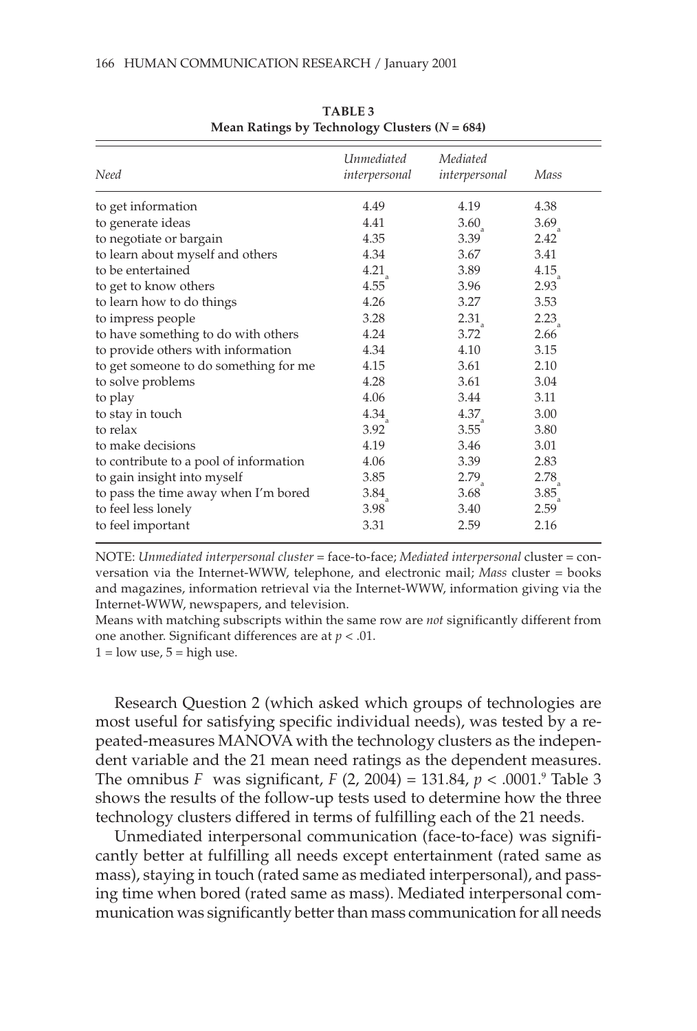**TABLE 3**
**Mean Ratings by Technology Clusters ($N$ = 684)**

| *Need* | *Unmediated interpersonal* | *Mediated interpersonal* | *Mass* |
|---|---|---|---|
| to get information | 4.49 | 4.19 | 4.38 |
| to generate ideas | 4.41 | $3.60_a$ | $3.69_a$ |
| to negotiate or bargain | 4.35 | 3.39 | 2.42 |
| to learn about myself and others | 4.34 | 3.67 | 3.41 |
| to be entertained | $4.21_a$ | 3.89 | $4.15_a$ |
| to get to know others | 4.55 | 3.96 | 2.93 |
| to learn how to do things | 4.26 | 3.27 | 3.53 |
| to impress people | 3.28 | $2.31_a$ | $2.23_a$ |
| to have something to do with others | 4.24 | 3.72 | 2.66 |
| to provide others with information | 4.34 | 4.10 | 3.15 |
| to get someone to do something for me | 4.15 | 3.61 | 2.10 |
| to solve problems | 4.28 | 3.61 | 3.04 |
| to play | 4.06 | 3.44 | 3.11 |
| to stay in touch | $4.34_a$ | $4.37_a$ | 3.00 |
| to relax | 3.92 | 3.55 | 3.80 |
| to make decisions | 4.19 | 3.46 | 3.01 |
| to contribute to a pool of information | 4.06 | 3.39 | 2.83 |
| to gain insight into myself | 3.85 | $2.79_a$ | $2.78_a$ |
| to pass the time away when I'm bored | $3.84_a$ | 3.68 | $3.85_a$ |
| to feel less lonely | 3.98 | 3.40 | 2.59 |
| to feel important | 3.31 | 2.59 | 2.16 |

NOTE: *Unmediated interpersonal cluster* = face-to-face; *Mediated interpersonal* cluster = conversation via the Internet-WWW, telephone, and electronic mail; *Mass* cluster = books and magazines, information retrieval via the Internet-WWW, information giving via the Internet-WWW, newspapers, and television.
Means with matching subscripts within the same row are *not* significantly different from one another. Significant differences are at $p < .01$.
1 = low use, 5 = high use.

Research Question 2 (which asked which groups of technologies are most useful for satisfying specific individual needs), was tested by a repeated-measures MANOVA with the technology clusters as the independent variable and the 21 mean need ratings as the dependent measures. The omnibus $F$ was significant, $F$ (2, 2004) = 131.84, $p < .0001$.[9] Table 3 shows the results of the follow-up tests used to determine how the three technology clusters differed in terms of fulfilling each of the 21 needs.

Unmediated interpersonal communication (face-to-face) was significantly better at fulfilling all needs except entertainment (rated same as mass), staying in touch (rated same as mediated interpersonal), and passing time when bored (rated same as mass). Mediated interpersonal communication was significantly better than mass communication for all needs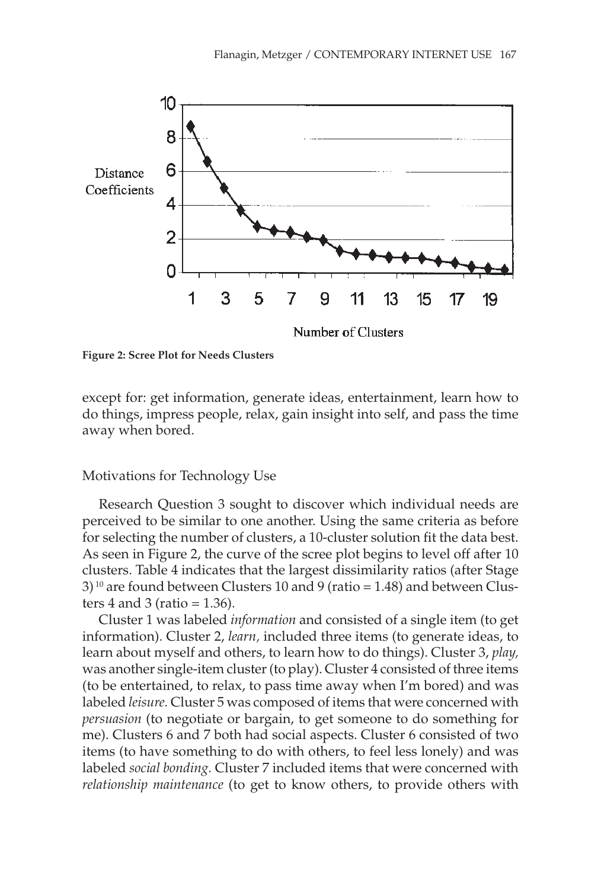Figure 2: Scree Plot for Needs Clusters

except for: get information, generate ideas, entertainment, learn how to do things, impress people, relax, gain insight into self, and pass the time away when bored.

## Motivations for Technology Use

Research Question 3 sought to discover which individual needs are perceived to be similar to one another. Using the same criteria as before for selecting the number of clusters, a 10-cluster solution fit the data best. As seen in Figure 2, the curve of the scree plot begins to level off after 10 clusters. Table 4 indicates that the largest dissimilarity ratios (after Stage 3)[10] are found between Clusters 10 and 9 (ratio = 1.48) and between Clusters 4 and 3 (ratio = 1.36).

Cluster 1 was labeled *information* and consisted of a single item (to get information). Cluster 2, *learn,* included three items (to generate ideas, to learn about myself and others, to learn how to do things). Cluster 3, *play,* was another single-item cluster (to play). Cluster 4 consisted of three items (to be entertained, to relax, to pass time away when I'm bored) and was labeled *leisure.* Cluster 5 was composed of items that were concerned with *persuasion* (to negotiate or bargain, to get someone to do something for me). Clusters 6 and 7 both had social aspects. Cluster 6 consisted of two items (to have something to do with others, to feel less lonely) and was labeled *social bonding.* Cluster 7 included items that were concerned with *relationship maintenance* (to get to know others, to provide others with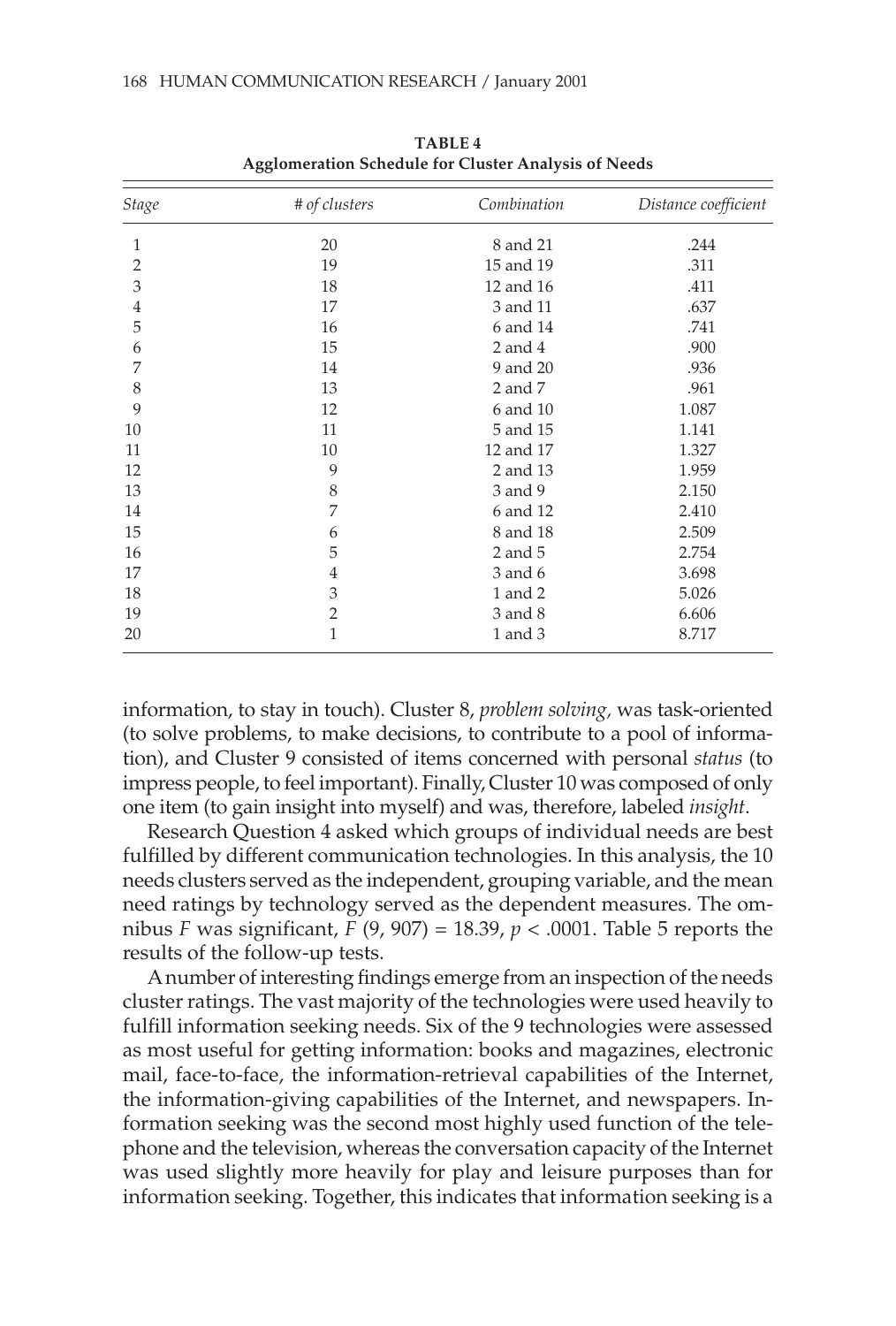**TABLE 4**
**Agglomeration Schedule for Cluster Analysis of Needs**

| *Stage* | *# of clusters* | *Combination* | *Distance coefficient* |
|---|---|---|---|
| 1 | 20 | 8 and 21 | .244 |
| 2 | 19 | 15 and 19 | .311 |
| 3 | 18 | 12 and 16 | .411 |
| 4 | 17 | 3 and 11 | .637 |
| 5 | 16 | 6 and 14 | .741 |
| 6 | 15 | 2 and 4 | .900 |
| 7 | 14 | 9 and 20 | .936 |
| 8 | 13 | 2 and 7 | .961 |
| 9 | 12 | 6 and 10 | 1.087 |
| 10 | 11 | 5 and 15 | 1.141 |
| 11 | 10 | 12 and 17 | 1.327 |
| 12 | 9 | 2 and 13 | 1.959 |
| 13 | 8 | 3 and 9 | 2.150 |
| 14 | 7 | 6 and 12 | 2.410 |
| 15 | 6 | 8 and 18 | 2.509 |
| 16 | 5 | 2 and 5 | 2.754 |
| 17 | 4 | 3 and 6 | 3.698 |
| 18 | 3 | 1 and 2 | 5.026 |
| 19 | 2 | 3 and 8 | 6.606 |
| 20 | 1 | 1 and 3 | 8.717 |

information, to stay in touch). Cluster 8, *problem solving,* was task-oriented (to solve problems, to make decisions, to contribute to a pool of information), and Cluster 9 consisted of items concerned with personal *status* (to impress people, to feel important). Finally, Cluster 10 was composed of only one item (to gain insight into myself) and was, therefore, labeled *insight.*

Research Question 4 asked which groups of individual needs are best fulfilled by different communication technologies. In this analysis, the 10 needs clusters served as the independent, grouping variable, and the mean need ratings by technology served as the dependent measures. The omnibus $F$ was significant, $F$ (9, 907) = 18.39, $p < .0001$. Table 5 reports the results of the follow-up tests.

A number of interesting findings emerge from an inspection of the needs cluster ratings. The vast majority of the technologies were used heavily to fulfill information seeking needs. Six of the 9 technologies were assessed as most useful for getting information: books and magazines, electronic mail, face-to-face, the information-retrieval capabilities of the Internet, the information-giving capabilities of the Internet, and newspapers. Information seeking was the second most highly used function of the telephone and the television, whereas the conversation capacity of the Internet was used slightly more heavily for play and leisure purposes than for information seeking. Together, this indicates that information seeking is a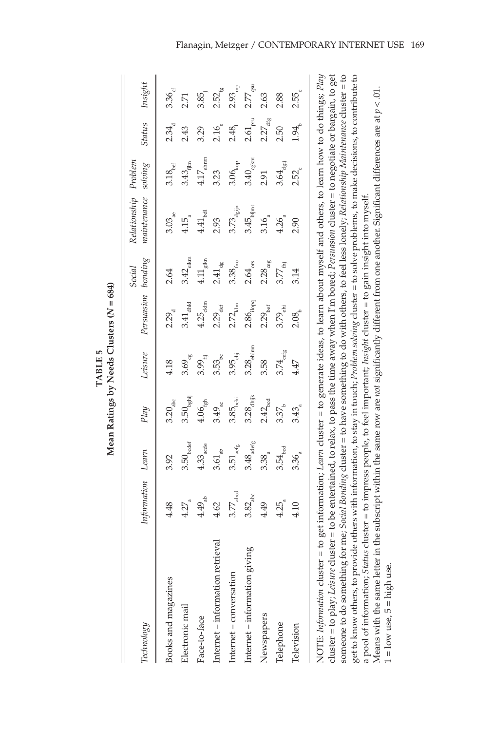**TABLE 5**
**Mean Ratings by Needs Clusters (*N* = 684)**

| *Technology* | *Information* | *Learn* | *Play* | *Leisure* | *Persuasion* | *Social bonding* | *Relationship maintenance* | *Problem solving* | *Status* | *Insight* |
|---|---|---|---|---|---|---|---|---|---|---|
| Books and magazines | 4.48 | 3.92 | $3.20_{abc}$ | 4.18 | $2.29_{d}$ | 2.64 | $3.03_{ae}$ | $3.18_{bef}$ | $2.34_{d}$ | $3.36_{cf}$ |
| Electronic mail | $4.27_{a}$ | $3.50_{bcdef}$ | $3.50_{bghij}$ | $3.69_{cg}$ | $3.41_{dhkl}$ | $3.42_{eikm}$ | $4.15_{a}$ | $3.43_{fjlm}$ | 2.43 | 2.71 |
| Face-to-face | $4.49_{ab}$ | $4.33_{acde}$ | $4.06_{fgh}$ | $3.99_{fij}$ | $4.25_{cklm}$ | $4.11_{gikn}$ | $4.41_{bdl}$ | $4.17_{ehmn}$ | 3.29 | $3.85_{j}$ |
| Internet – information retrieval | 4.62 | $3.61_{ab}$ | $3.49_{ac}$ | $3.53_{bc}$ | $2.29_{def}$ | $2.41_{dg}$ | 2.93 | 3.23 | $2.16_{e}$ | $2.52_{fg}$ |
| Internet – conversation | $3.77_{abcd}$ | $3.51_{aefg}$ | $3.85_{behi}$ | $3.95_{chj}$ | $2.72_{klm}$ | $3.38_{fno}$ | $3.73_{dgijn}$ | $3.06_{kop}$ | $2.48_{l}$ | $2.93_{mp}$ |
| Internet – information giving | $3.82_{abc}$ | $3.48_{adefg}$ | $3.28_{dhijk}$ | $3.28_{ehlmn}$ | $2.86_{lopq}$ | $2.64_{ors}$ | $3.45_{bjmt}$ | $3.40_{cgknt}$ | $2.61_{pru}$ | $2.77_{qsu}$ |
| Newspapers | 4.49 | $3.38_{a}$ | $2.42_{bcd}$ | 3.58 | $2.29_{bef}$ | $2.28_{ceg}$ | $3.16_{a}$ | 2.91 | $2.27_{dfg}$ | 2.63 |
| Telephone | $4.25_{a}$ | $3.54_{bcd}$ | $3.37_{b}$ | $3.74_{cefg}$ | $3.79_{ehi}$ | $3.77_{fhj}$ | $4.26_{a}$ | $3.64_{dgij}$ | 2.50 | 2.88 |
| Television | 4.10 | $3.36_{a}$ | $3.43_{a}$ | 4.47 | $2.08_{b}$ | 3.14 | 2.90 | $2.52_{c}$ | $1.94_{b}$ | $2.55_{c}$ |

NOTE: *Information* cluster = to get information; *Learn* cluster = to generate ideas, to learn about myself and others, to learn how to do things; *Play* cluster = to play; *Leisure* cluster = to be entertained, to relax, to pass the time away when I'm bored; *Persuasion* cluster = to negotiate or bargain, to get someone to do something for me; *Social Bonding* cluster = to have something to do with others, to feel less lonely; *Relationship Maintenance* cluster = to get to know others, to provide others with information, to stay in touch; *Problem solving* cluster = to solve problems, to make decisions, to contribute to a pool of information; *Status* cluster = to impress people, to feel important; *Insight* cluster = to gain insight into myself.
Means with the same letter in the subscript within the same row are *not* significantly different from one another. Significant differences are at $p < .01$.
1 = low use, 5 = high use.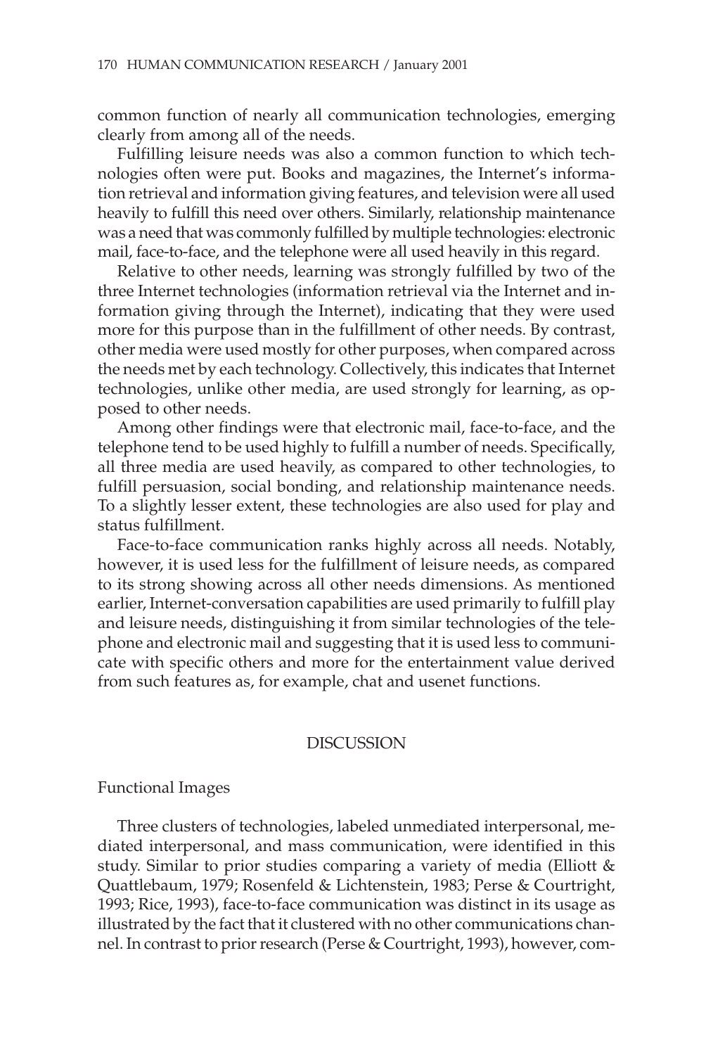common function of nearly all communication technologies, emerging clearly from among all of the needs.

Fulfilling leisure needs was also a common function to which technologies often were put. Books and magazines, the Internet's information retrieval and information giving features, and television were all used heavily to fulfill this need over others. Similarly, relationship maintenance was a need that was commonly fulfilled by multiple technologies: electronic mail, face-to-face, and the telephone were all used heavily in this regard.

Relative to other needs, learning was strongly fulfilled by two of the three Internet technologies (information retrieval via the Internet and information giving through the Internet), indicating that they were used more for this purpose than in the fulfillment of other needs. By contrast, other media were used mostly for other purposes, when compared across the needs met by each technology. Collectively, this indicates that Internet technologies, unlike other media, are used strongly for learning, as opposed to other needs.

Among other findings were that electronic mail, face-to-face, and the telephone tend to be used highly to fulfill a number of needs. Specifically, all three media are used heavily, as compared to other technologies, to fulfill persuasion, social bonding, and relationship maintenance needs. To a slightly lesser extent, these technologies are also used for play and status fulfillment.

Face-to-face communication ranks highly across all needs. Notably, however, it is used less for the fulfillment of leisure needs, as compared to its strong showing across all other needs dimensions. As mentioned earlier, Internet-conversation capabilities are used primarily to fulfill play and leisure needs, distinguishing it from similar technologies of the telephone and electronic mail and suggesting that it is used less to communicate with specific others and more for the entertainment value derived from such features as, for example, chat and usenet functions.

## DISCUSSION

### Functional Images

Three clusters of technologies, labeled unmediated interpersonal, mediated interpersonal, and mass communication, were identified in this study. Similar to prior studies comparing a variety of media (Elliott & Quattlebaum, 1979; Rosenfeld & Lichtenstein, 1983; Perse & Courtright, 1993; Rice, 1993), face-to-face communication was distinct in its usage as illustrated by the fact that it clustered with no other communications channel. In contrast to prior research (Perse & Courtright, 1993), however, com-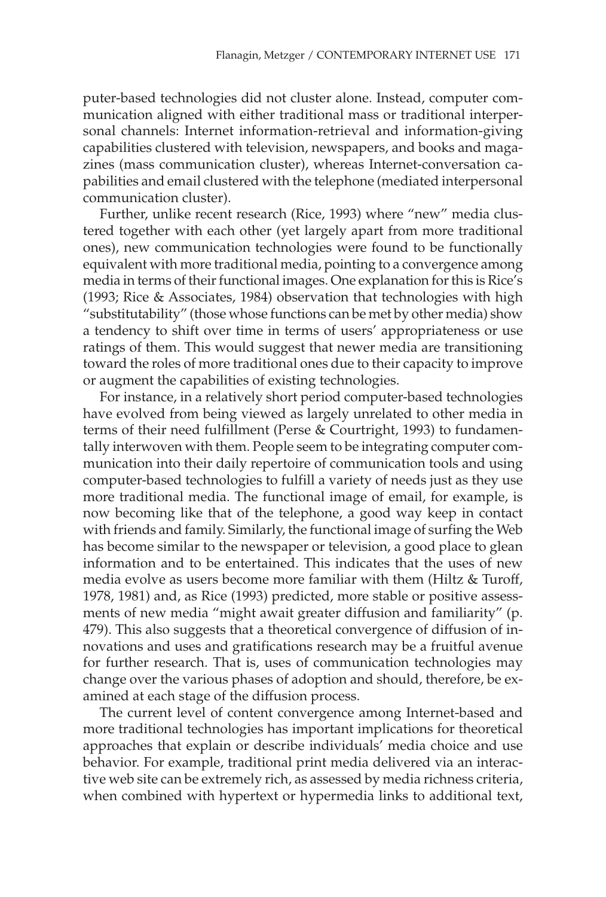puter-based technologies did not cluster alone. Instead, computer communication aligned with either traditional mass or traditional interpersonal channels: Internet information-retrieval and information-giving capabilities clustered with television, newspapers, and books and magazines (mass communication cluster), whereas Internet-conversation capabilities and email clustered with the telephone (mediated interpersonal communication cluster).

Further, unlike recent research (Rice, 1993) where "new" media clustered together with each other (yet largely apart from more traditional ones), new communication technologies were found to be functionally equivalent with more traditional media, pointing to a convergence among media in terms of their functional images. One explanation for this is Rice's (1993; Rice & Associates, 1984) observation that technologies with high "substitutability" (those whose functions can be met by other media) show a tendency to shift over time in terms of users' appropriateness or use ratings of them. This would suggest that newer media are transitioning toward the roles of more traditional ones due to their capacity to improve or augment the capabilities of existing technologies.

For instance, in a relatively short period computer-based technologies have evolved from being viewed as largely unrelated to other media in terms of their need fulfillment (Perse & Courtright, 1993) to fundamentally interwoven with them. People seem to be integrating computer communication into their daily repertoire of communication tools and using computer-based technologies to fulfill a variety of needs just as they use more traditional media. The functional image of email, for example, is now becoming like that of the telephone, a good way keep in contact with friends and family. Similarly, the functional image of surfing the Web has become similar to the newspaper or television, a good place to glean information and to be entertained. This indicates that the uses of new media evolve as users become more familiar with them (Hiltz & Turoff, 1978, 1981) and, as Rice (1993) predicted, more stable or positive assessments of new media "might await greater diffusion and familiarity" (p. 479). This also suggests that a theoretical convergence of diffusion of innovations and uses and gratifications research may be a fruitful avenue for further research. That is, uses of communication technologies may change over the various phases of adoption and should, therefore, be examined at each stage of the diffusion process.

The current level of content convergence among Internet-based and more traditional technologies has important implications for theoretical approaches that explain or describe individuals' media choice and use behavior. For example, traditional print media delivered via an interactive web site can be extremely rich, as assessed by media richness criteria, when combined with hypertext or hypermedia links to additional text,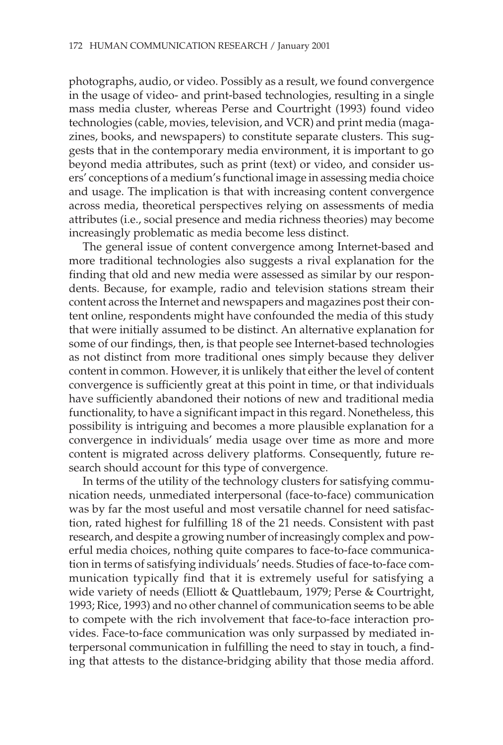photographs, audio, or video. Possibly as a result, we found convergence in the usage of video- and print-based technologies, resulting in a single mass media cluster, whereas Perse and Courtright (1993) found video technologies (cable, movies, television, and VCR) and print media (magazines, books, and newspapers) to constitute separate clusters. This suggests that in the contemporary media environment, it is important to go beyond media attributes, such as print (text) or video, and consider users' conceptions of a medium's functional image in assessing media choice and usage. The implication is that with increasing content convergence across media, theoretical perspectives relying on assessments of media attributes (i.e., social presence and media richness theories) may become increasingly problematic as media become less distinct.

The general issue of content convergence among Internet-based and more traditional technologies also suggests a rival explanation for the finding that old and new media were assessed as similar by our respondents. Because, for example, radio and television stations stream their content across the Internet and newspapers and magazines post their content online, respondents might have confounded the media of this study that were initially assumed to be distinct. An alternative explanation for some of our findings, then, is that people see Internet-based technologies as not distinct from more traditional ones simply because they deliver content in common. However, it is unlikely that either the level of content convergence is sufficiently great at this point in time, or that individuals have sufficiently abandoned their notions of new and traditional media functionality, to have a significant impact in this regard. Nonetheless, this possibility is intriguing and becomes a more plausible explanation for a convergence in individuals' media usage over time as more and more content is migrated across delivery platforms. Consequently, future research should account for this type of convergence.

In terms of the utility of the technology clusters for satisfying communication needs, unmediated interpersonal (face-to-face) communication was by far the most useful and most versatile channel for need satisfaction, rated highest for fulfilling 18 of the 21 needs. Consistent with past research, and despite a growing number of increasingly complex and powerful media choices, nothing quite compares to face-to-face communication in terms of satisfying individuals' needs. Studies of face-to-face communication typically find that it is extremely useful for satisfying a wide variety of needs (Elliott & Quattlebaum, 1979; Perse & Courtright, 1993; Rice, 1993) and no other channel of communication seems to be able to compete with the rich involvement that face-to-face interaction provides. Face-to-face communication was only surpassed by mediated interpersonal communication in fulfilling the need to stay in touch, a finding that attests to the distance-bridging ability that those media afford.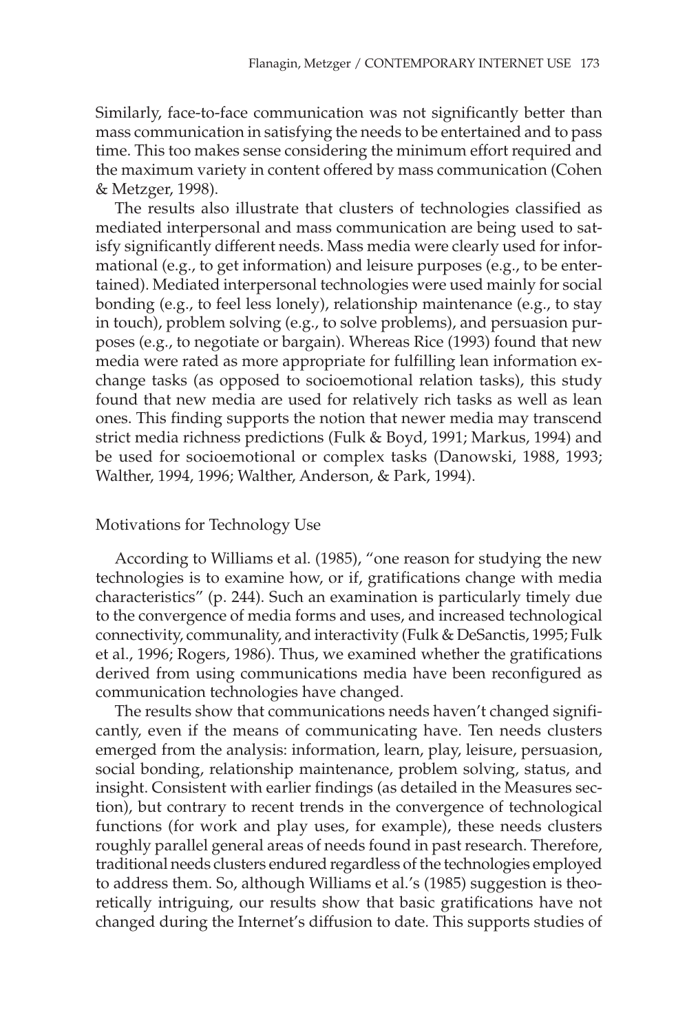Similarly, face-to-face communication was not significantly better than mass communication in satisfying the needs to be entertained and to pass time. This too makes sense considering the minimum effort required and the maximum variety in content offered by mass communication (Cohen & Metzger, 1998).

The results also illustrate that clusters of technologies classified as mediated interpersonal and mass communication are being used to satisfy significantly different needs. Mass media were clearly used for informational (e.g., to get information) and leisure purposes (e.g., to be entertained). Mediated interpersonal technologies were used mainly for social bonding (e.g., to feel less lonely), relationship maintenance (e.g., to stay in touch), problem solving (e.g., to solve problems), and persuasion purposes (e.g., to negotiate or bargain). Whereas Rice (1993) found that new media were rated as more appropriate for fulfilling lean information exchange tasks (as opposed to socioemotional relation tasks), this study found that new media are used for relatively rich tasks as well as lean ones. This finding supports the notion that newer media may transcend strict media richness predictions (Fulk & Boyd, 1991; Markus, 1994) and be used for socioemotional or complex tasks (Danowski, 1988, 1993; Walther, 1994, 1996; Walther, Anderson, & Park, 1994).

## Motivations for Technology Use

According to Williams et al. (1985), "one reason for studying the new technologies is to examine how, or if, gratifications change with media characteristics" (p. 244). Such an examination is particularly timely due to the convergence of media forms and uses, and increased technological connectivity, communality, and interactivity (Fulk & DeSanctis, 1995; Fulk et al., 1996; Rogers, 1986). Thus, we examined whether the gratifications derived from using communications media have been reconfigured as communication technologies have changed.

The results show that communications needs haven't changed significantly, even if the means of communicating have. Ten needs clusters emerged from the analysis: information, learn, play, leisure, persuasion, social bonding, relationship maintenance, problem solving, status, and insight. Consistent with earlier findings (as detailed in the Measures section), but contrary to recent trends in the convergence of technological functions (for work and play uses, for example), these needs clusters roughly parallel general areas of needs found in past research. Therefore, traditional needs clusters endured regardless of the technologies employed to address them. So, although Williams et al.'s (1985) suggestion is theoretically intriguing, our results show that basic gratifications have not changed during the Internet's diffusion to date. This supports studies of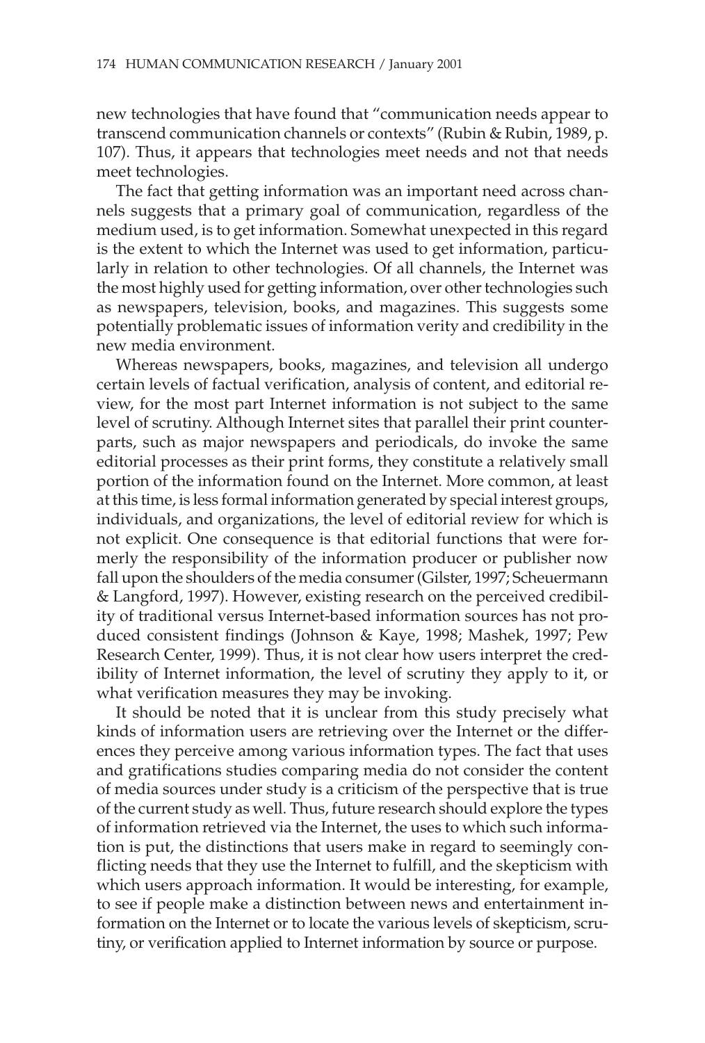new technologies that have found that "communication needs appear to transcend communication channels or contexts" (Rubin & Rubin, 1989, p. 107). Thus, it appears that technologies meet needs and not that needs meet technologies.

The fact that getting information was an important need across channels suggests that a primary goal of communication, regardless of the medium used, is to get information. Somewhat unexpected in this regard is the extent to which the Internet was used to get information, particularly in relation to other technologies. Of all channels, the Internet was the most highly used for getting information, over other technologies such as newspapers, television, books, and magazines. This suggests some potentially problematic issues of information verity and credibility in the new media environment.

Whereas newspapers, books, magazines, and television all undergo certain levels of factual verification, analysis of content, and editorial review, for the most part Internet information is not subject to the same level of scrutiny. Although Internet sites that parallel their print counterparts, such as major newspapers and periodicals, do invoke the same editorial processes as their print forms, they constitute a relatively small portion of the information found on the Internet. More common, at least at this time, is less formal information generated by special interest groups, individuals, and organizations, the level of editorial review for which is not explicit. One consequence is that editorial functions that were formerly the responsibility of the information producer or publisher now fall upon the shoulders of the media consumer (Gilster, 1997; Scheuermann & Langford, 1997). However, existing research on the perceived credibility of traditional versus Internet-based information sources has not produced consistent findings (Johnson & Kaye, 1998; Mashek, 1997; Pew Research Center, 1999). Thus, it is not clear how users interpret the credibility of Internet information, the level of scrutiny they apply to it, or what verification measures they may be invoking.

It should be noted that it is unclear from this study precisely what kinds of information users are retrieving over the Internet or the differences they perceive among various information types. The fact that uses and gratifications studies comparing media do not consider the content of media sources under study is a criticism of the perspective that is true of the current study as well. Thus, future research should explore the types of information retrieved via the Internet, the uses to which such information is put, the distinctions that users make in regard to seemingly conflicting needs that they use the Internet to fulfill, and the skepticism with which users approach information. It would be interesting, for example, to see if people make a distinction between news and entertainment information on the Internet or to locate the various levels of skepticism, scrutiny, or verification applied to Internet information by source or purpose.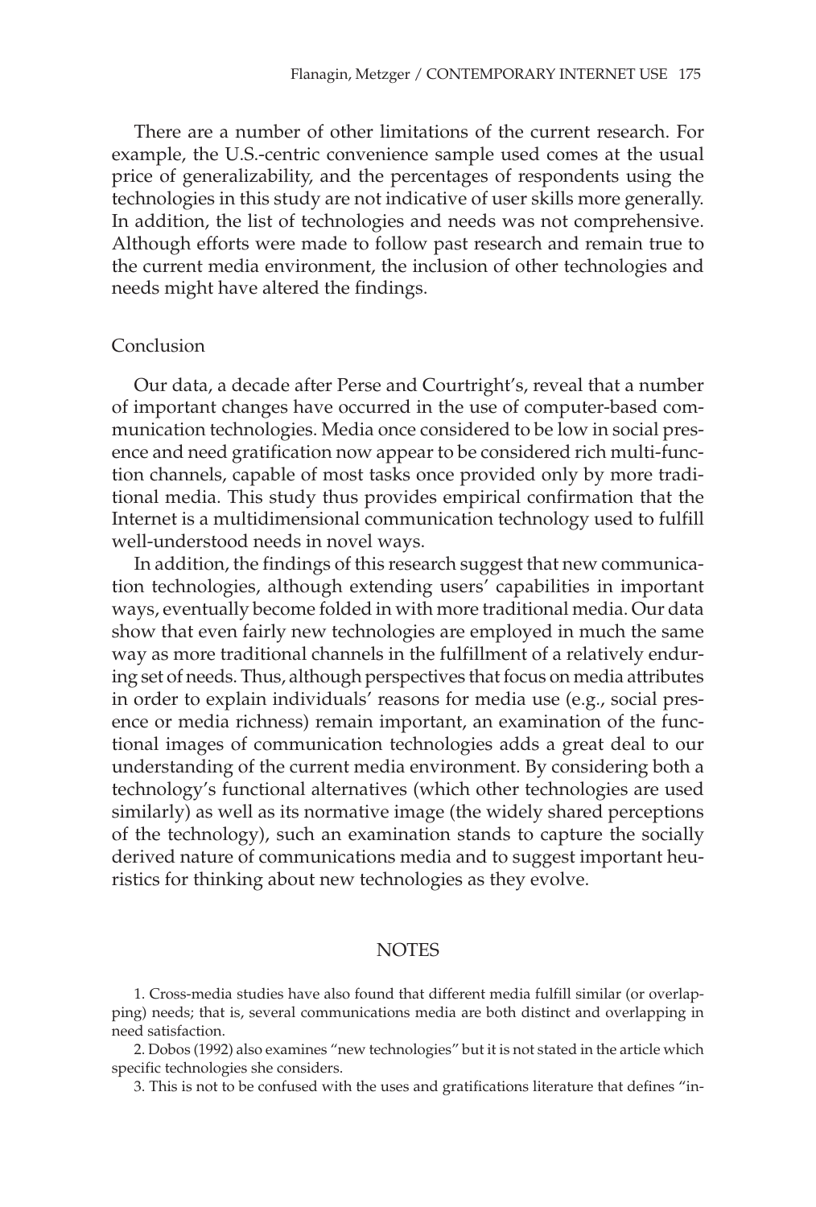There are a number of other limitations of the current research. For example, the U.S.-centric convenience sample used comes at the usual price of generalizability, and the percentages of respondents using the technologies in this study are not indicative of user skills more generally. In addition, the list of technologies and needs was not comprehensive. Although efforts were made to follow past research and remain true to the current media environment, the inclusion of other technologies and needs might have altered the findings.

## Conclusion

Our data, a decade after Perse and Courtright's, reveal that a number of important changes have occurred in the use of computer-based communication technologies. Media once considered to be low in social presence and need gratification now appear to be considered rich multi-function channels, capable of most tasks once provided only by more traditional media. This study thus provides empirical confirmation that the Internet is a multidimensional communication technology used to fulfill well-understood needs in novel ways.

In addition, the findings of this research suggest that new communication technologies, although extending users' capabilities in important ways, eventually become folded in with more traditional media. Our data show that even fairly new technologies are employed in much the same way as more traditional channels in the fulfillment of a relatively enduring set of needs. Thus, although perspectives that focus on media attributes in order to explain individuals' reasons for media use (e.g., social presence or media richness) remain important, an examination of the functional images of communication technologies adds a great deal to our understanding of the current media environment. By considering both a technology's functional alternatives (which other technologies are used similarly) as well as its normative image (the widely shared perceptions of the technology), such an examination stands to capture the socially derived nature of communications media and to suggest important heuristics for thinking about new technologies as they evolve.

## NOTES

1. Cross-media studies have also found that different media fulfill similar (or overlapping) needs; that is, several communications media are both distinct and overlapping in need satisfaction.

2. Dobos (1992) also examines "new technologies" but it is not stated in the article which specific technologies she considers.

3. This is not to be confused with the uses and gratifications literature that defines "in-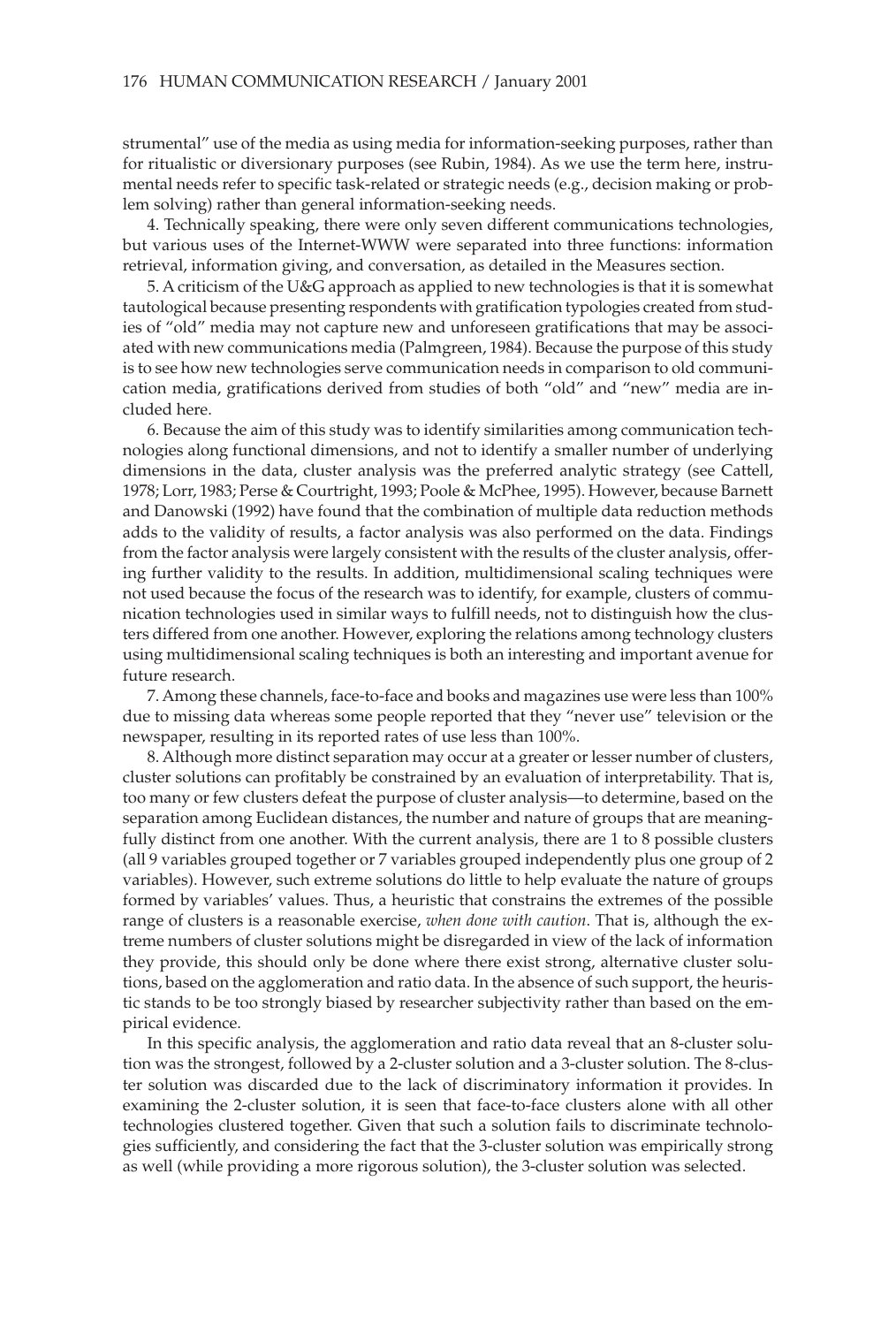strumental" use of the media as using media for information-seeking purposes, rather than for ritualistic or diversionary purposes (see Rubin, 1984). As we use the term here, instrumental needs refer to specific task-related or strategic needs (e.g., decision making or problem solving) rather than general information-seeking needs.

4. Technically speaking, there were only seven different communications technologies, but various uses of the Internet-WWW were separated into three functions: information retrieval, information giving, and conversation, as detailed in the Measures section.

5. A criticism of the U&G approach as applied to new technologies is that it is somewhat tautological because presenting respondents with gratification typologies created from studies of "old" media may not capture new and unforeseen gratifications that may be associated with new communications media (Palmgreen, 1984). Because the purpose of this study is to see how new technologies serve communication needs in comparison to old communication media, gratifications derived from studies of both "old" and "new" media are included here.

6. Because the aim of this study was to identify similarities among communication technologies along functional dimensions, and not to identify a smaller number of underlying dimensions in the data, cluster analysis was the preferred analytic strategy (see Cattell, 1978; Lorr, 1983; Perse & Courtright, 1993; Poole & McPhee, 1995). However, because Barnett and Danowski (1992) have found that the combination of multiple data reduction methods adds to the validity of results, a factor analysis was also performed on the data. Findings from the factor analysis were largely consistent with the results of the cluster analysis, offering further validity to the results. In addition, multidimensional scaling techniques were not used because the focus of the research was to identify, for example, clusters of communication technologies used in similar ways to fulfill needs, not to distinguish how the clusters differed from one another. However, exploring the relations among technology clusters using multidimensional scaling techniques is both an interesting and important avenue for future research.

7. Among these channels, face-to-face and books and magazines use were less than 100% due to missing data whereas some people reported that they "never use" television or the newspaper, resulting in its reported rates of use less than 100%.

8. Although more distinct separation may occur at a greater or lesser number of clusters, cluster solutions can profitably be constrained by an evaluation of interpretability. That is, too many or few clusters defeat the purpose of cluster analysis—to determine, based on the separation among Euclidean distances, the number and nature of groups that are meaningfully distinct from one another. With the current analysis, there are 1 to 8 possible clusters (all 9 variables grouped together or 7 variables grouped independently plus one group of 2 variables). However, such extreme solutions do little to help evaluate the nature of groups formed by variables' values. Thus, a heuristic that constrains the extremes of the possible range of clusters is a reasonable exercise, *when done with caution*. That is, although the extreme numbers of cluster solutions might be disregarded in view of the lack of information they provide, this should only be done where there exist strong, alternative cluster solutions, based on the agglomeration and ratio data. In the absence of such support, the heuristic stands to be too strongly biased by researcher subjectivity rather than based on the empirical evidence.

In this specific analysis, the agglomeration and ratio data reveal that an 8-cluster solution was the strongest, followed by a 2-cluster solution and a 3-cluster solution. The 8-cluster solution was discarded due to the lack of discriminatory information it provides. In examining the 2-cluster solution, it is seen that face-to-face clusters alone with all other technologies clustered together. Given that such a solution fails to discriminate technologies sufficiently, and considering the fact that the 3-cluster solution was empirically strong as well (while providing a more rigorous solution), the 3-cluster solution was selected.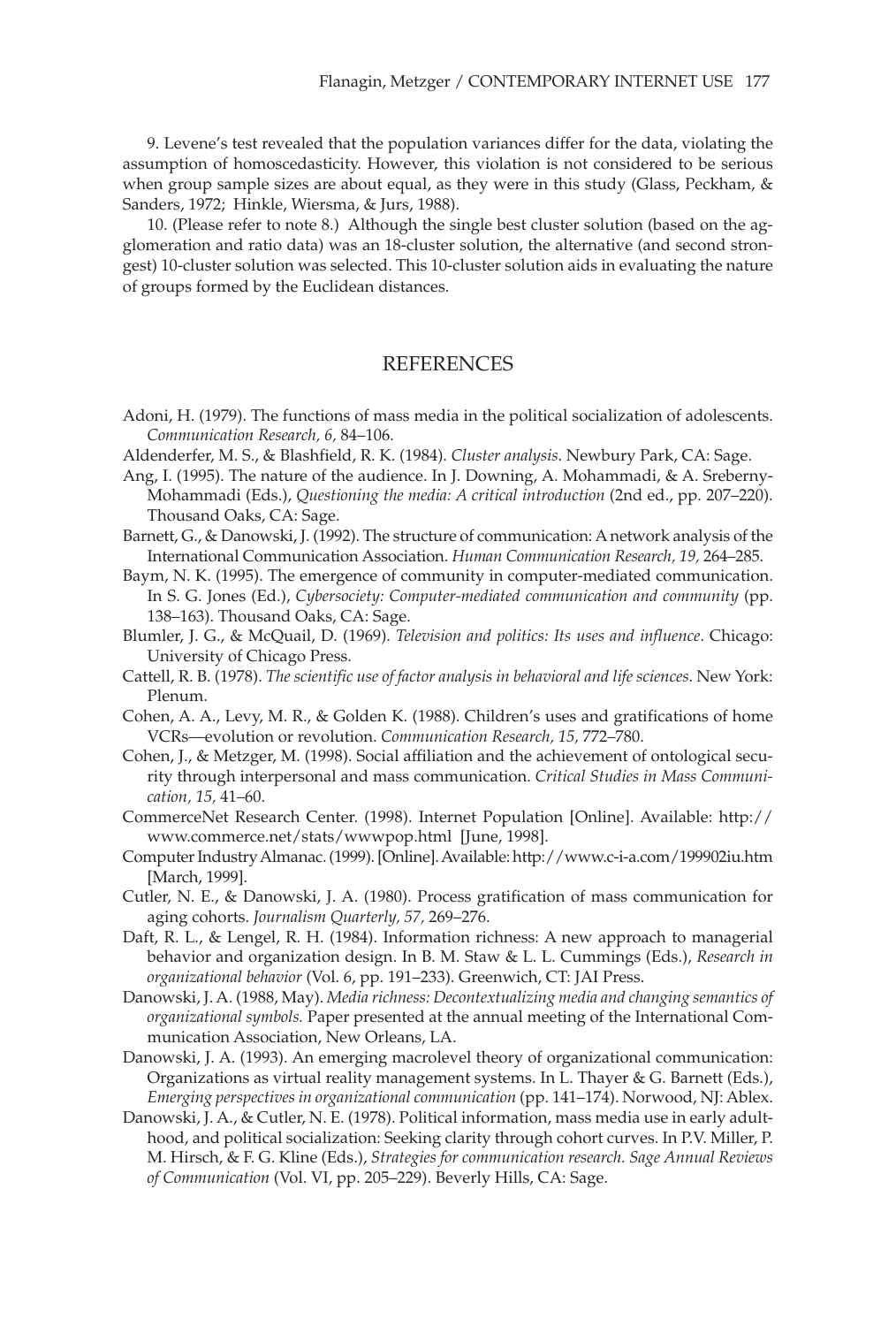9. Levene's test revealed that the population variances differ for the data, violating the assumption of homoscedasticity. However, this violation is not considered to be serious when group sample sizes are about equal, as they were in this study (Glass, Peckham, & Sanders, 1972; Hinkle, Wiersma, & Jurs, 1988).

10. (Please refer to note 8.) Although the single best cluster solution (based on the agglomeration and ratio data) was an 18-cluster solution, the alternative (and second strongest) 10-cluster solution was selected. This 10-cluster solution aids in evaluating the nature of groups formed by the Euclidean distances.

## REFERENCES

Adoni, H. (1979). The functions of mass media in the political socialization of adolescents. *Communication Research, 6,* 84–106.

Aldenderfer, M. S., & Blashfield, R. K. (1984). *Cluster analysis*. Newbury Park, CA: Sage.

Ang, I. (1995). The nature of the audience. In J. Downing, A. Mohammadi, & A. Sreberny-Mohammadi (Eds.), *Questioning the media: A critical introduction* (2nd ed., pp. 207–220). Thousand Oaks, CA: Sage.

Barnett, G., & Danowski, J. (1992). The structure of communication: A network analysis of the International Communication Association. *Human Communication Research, 19,* 264–285.

Baym, N. K. (1995). The emergence of community in computer-mediated communication. In S. G. Jones (Ed.), *Cybersociety: Computer-mediated communication and community* (pp. 138–163). Thousand Oaks, CA: Sage.

Blumler, J. G., & McQuail, D. (1969). *Television and politics: Its uses and influence*. Chicago: University of Chicago Press.

Cattell, R. B. (1978). *The scientific use of factor analysis in behavioral and life sciences*. New York: Plenum.

Cohen, A. A., Levy, M. R., & Golden K. (1988). Children's uses and gratifications of home VCRs—evolution or revolution. *Communication Research, 15,* 772–780.

Cohen, J., & Metzger, M. (1998). Social affiliation and the achievement of ontological security through interpersonal and mass communication. *Critical Studies in Mass Communication, 15,* 41–60.

CommerceNet Research Center. (1998). Internet Population [Online]. Available: http://www.commerce.net/stats/wwwpop.html [June, 1998].

Computer Industry Almanac. (1999). [Online]. Available: http://www.c-i-a.com/199902iu.htm [March, 1999].

Cutler, N. E., & Danowski, J. A. (1980). Process gratification of mass communication for aging cohorts. *Journalism Quarterly, 57,* 269–276.

Daft, R. L., & Lengel, R. H. (1984). Information richness: A new approach to managerial behavior and organization design. In B. M. Staw & L. L. Cummings (Eds.), *Research in organizational behavior* (Vol. 6, pp. 191–233). Greenwich, CT: JAI Press.

Danowski, J. A. (1988, May). *Media richness: Decontextualizing media and changing semantics of organizational symbols.* Paper presented at the annual meeting of the International Communication Association, New Orleans, LA.

Danowski, J. A. (1993). An emerging macrolevel theory of organizational communication: Organizations as virtual reality management systems. In L. Thayer & G. Barnett (Eds.), *Emerging perspectives in organizational communication* (pp. 141–174). Norwood, NJ: Ablex.

Danowski, J. A., & Cutler, N. E. (1978). Political information, mass media use in early adulthood, and political socialization: Seeking clarity through cohort curves. In P.V. Miller, P. M. Hirsch, & F. G. Kline (Eds.), *Strategies for communication research. Sage Annual Reviews of Communication* (Vol. VI, pp. 205–229). Beverly Hills, CA: Sage.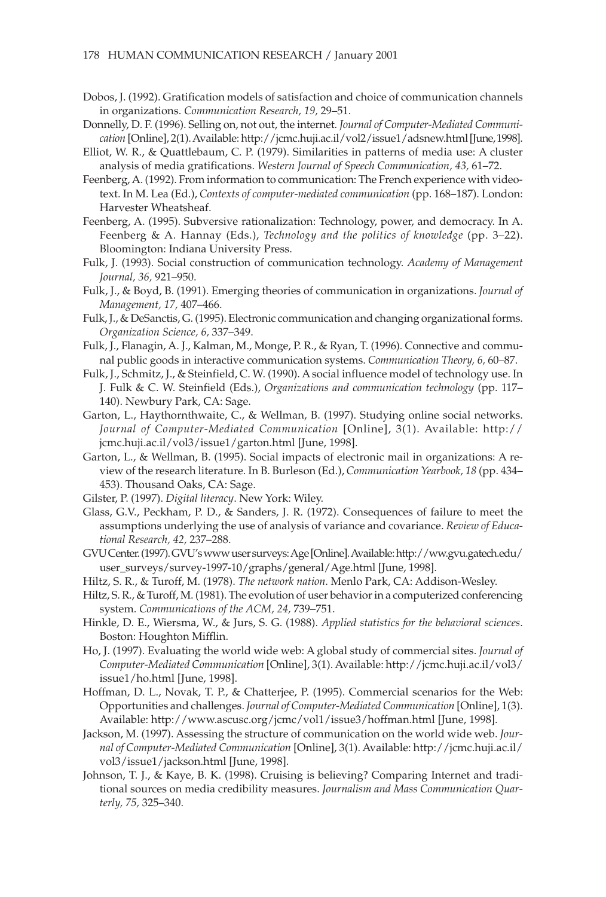Dobos, J. (1992). Gratification models of satisfaction and choice of communication channels in organizations. *Communication Research, 19,* 29–51.

Donnelly, D. F. (1996). Selling on, not out, the internet. *Journal of Computer-Mediated Communication* [Online], 2(1). Available: http://jcmc.huji.ac.il/vol2/issue1/adsnew.html [June, 1998].

Elliot, W. R., & Quattlebaum, C. P. (1979). Similarities in patterns of media use: A cluster analysis of media gratifications. *Western Journal of Speech Communication, 43,* 61–72.

Feenberg, A. (1992). From information to communication: The French experience with videotext. In M. Lea (Ed.), *Contexts of computer-mediated communication* (pp. 168–187). London: Harvester Wheatsheaf.

Feenberg, A. (1995). Subversive rationalization: Technology, power, and democracy. In A. Feenberg & A. Hannay (Eds.), *Technology and the politics of knowledge* (pp. 3–22). Bloomington: Indiana University Press.

Fulk, J. (1993). Social construction of communication technology. *Academy of Management Journal, 36,* 921–950.

Fulk, J., & Boyd, B. (1991). Emerging theories of communication in organizations. *Journal of Management, 17,* 407–466.

Fulk, J., & DeSanctis, G. (1995). Electronic communication and changing organizational forms. *Organization Science, 6,* 337–349.

Fulk, J., Flanagin, A. J., Kalman, M., Monge, P. R., & Ryan, T. (1996). Connective and communal public goods in interactive communication systems. *Communication Theory, 6,* 60–87.

Fulk, J., Schmitz, J., & Steinfield, C. W. (1990). A social influence model of technology use. In J. Fulk & C. W. Steinfield (Eds.), *Organizations and communication technology* (pp. 117–140). Newbury Park, CA: Sage.

Garton, L., Haythornthwaite, C., & Wellman, B. (1997). Studying online social networks. *Journal of Computer-Mediated Communication* [Online], 3(1). Available: http://jcmc.huji.ac.il/vol3/issue1/garton.html [June, 1998].

Garton, L., & Wellman, B. (1995). Social impacts of electronic mail in organizations: A review of the research literature. In B. Burleson (Ed.), *Communication Yearbook, 18* (pp. 434–453). Thousand Oaks, CA: Sage.

Gilster, P. (1997). *Digital literacy*. New York: Wiley.

Glass, G.V., Peckham, P. D., & Sanders, J. R. (1972). Consequences of failure to meet the assumptions underlying the use of analysis of variance and covariance. *Review of Educational Research, 42,* 237–288.

GVU Center. (1997). GVU's www user surveys: Age [Online]. Available: http://ww.gvu.gatech.edu/user_surveys/survey-1997-10/graphs/general/Age.html [June, 1998].

Hiltz, S. R., & Turoff, M. (1978). *The network nation*. Menlo Park, CA: Addison-Wesley.

Hiltz, S. R., & Turoff, M. (1981). The evolution of user behavior in a computerized conferencing system. *Communications of the ACM, 24,* 739–751.

Hinkle, D. E., Wiersma, W., & Jurs, S. G. (1988). *Applied statistics for the behavioral sciences*. Boston: Houghton Mifflin.

Ho, J. (1997). Evaluating the world wide web: A global study of commercial sites. *Journal of Computer-Mediated Communication* [Online], 3(1). Available: http://jcmc.huji.ac.il/vol3/issue1/ho.html [June, 1998].

Hoffman, D. L., Novak, T. P., & Chatterjee, P. (1995). Commercial scenarios for the Web: Opportunities and challenges. *Journal of Computer-Mediated Communication* [Online], 1(3). Available: http://www.ascusc.org/jcmc/vol1/issue3/hoffman.html [June, 1998].

Jackson, M. (1997). Assessing the structure of communication on the world wide web. *Journal of Computer-Mediated Communication* [Online], 3(1). Available: http://jcmc.huji.ac.il/vol3/issue1/jackson.html [June, 1998].

Johnson, T. J., & Kaye, B. K. (1998). Cruising is believing? Comparing Internet and traditional sources on media credibility measures. *Journalism and Mass Communication Quarterly, 75,* 325–340.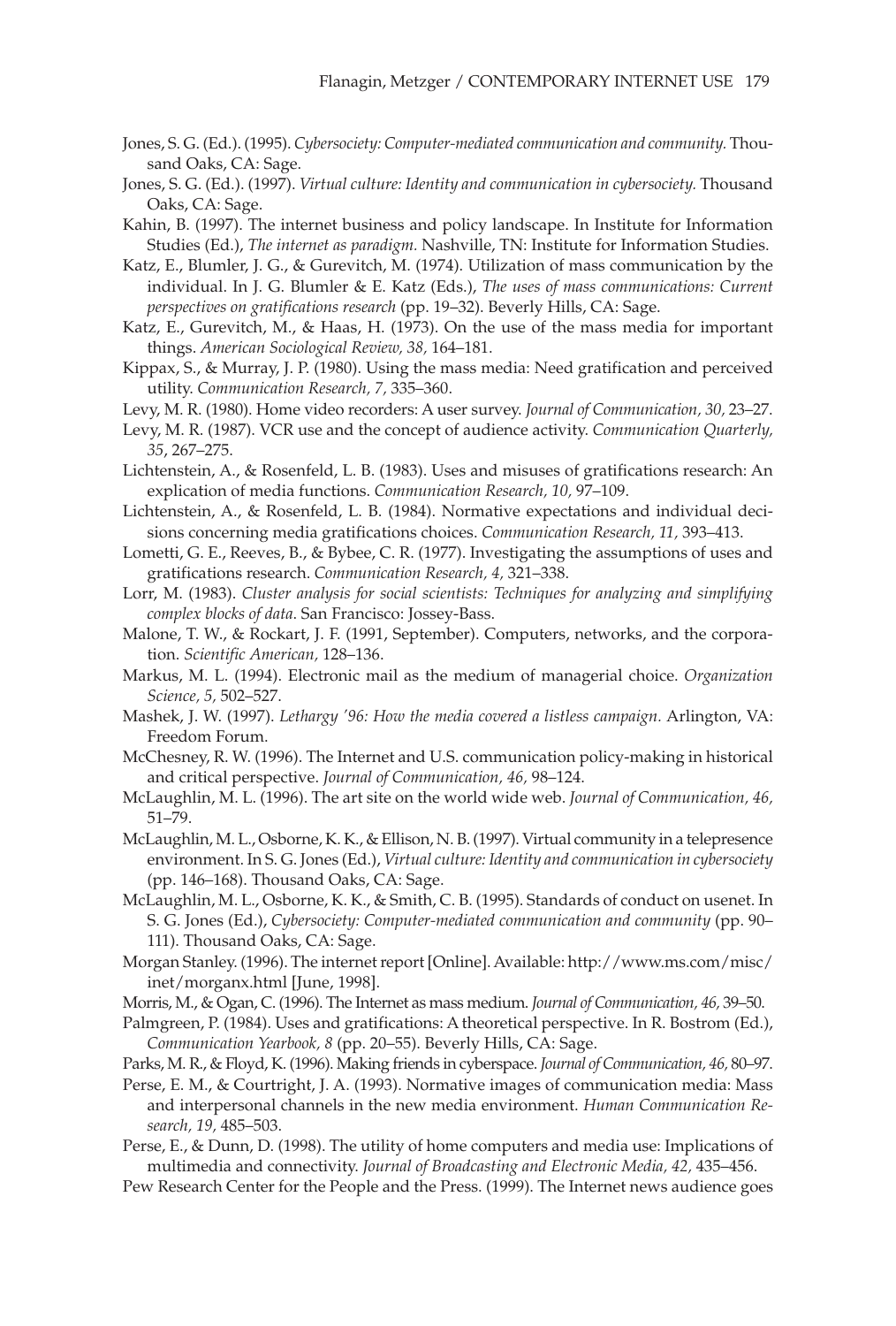Jones, S. G. (Ed.). (1995). *Cybersociety: Computer-mediated communication and community.* Thousand Oaks, CA: Sage.

Jones, S. G. (Ed.). (1997). *Virtual culture: Identity and communication in cybersociety.* Thousand Oaks, CA: Sage.

Kahin, B. (1997). The internet business and policy landscape. In Institute for Information Studies (Ed.), *The internet as paradigm.* Nashville, TN: Institute for Information Studies.

Katz, E., Blumler, J. G., & Gurevitch, M. (1974). Utilization of mass communication by the individual. In J. G. Blumler & E. Katz (Eds.), *The uses of mass communications: Current perspectives on gratifications research* (pp. 19–32). Beverly Hills, CA: Sage.

Katz, E., Gurevitch, M., & Haas, H. (1973). On the use of the mass media for important things. *American Sociological Review, 38,* 164–181.

Kippax, S., & Murray, J. P. (1980). Using the mass media: Need gratification and perceived utility. *Communication Research, 7,* 335–360.

Levy, M. R. (1980). Home video recorders: A user survey. *Journal of Communication, 30,* 23–27.

Levy, M. R. (1987). VCR use and the concept of audience activity. *Communication Quarterly, 35*, 267–275.

Lichtenstein, A., & Rosenfeld, L. B. (1983). Uses and misuses of gratifications research: An explication of media functions. *Communication Research, 10,* 97–109.

Lichtenstein, A., & Rosenfeld, L. B. (1984). Normative expectations and individual decisions concerning media gratifications choices. *Communication Research, 11,* 393–413.

Lometti, G. E., Reeves, B., & Bybee, C. R. (1977). Investigating the assumptions of uses and gratifications research. *Communication Research, 4,* 321–338.

Lorr, M. (1983). *Cluster analysis for social scientists: Techniques for analyzing and simplifying complex blocks of data*. San Francisco: Jossey-Bass.

Malone, T. W., & Rockart, J. F. (1991, September). Computers, networks, and the corporation. *Scientific American,* 128–136.

Markus, M. L. (1994). Electronic mail as the medium of managerial choice. *Organization Science, 5,* 502–527.

Mashek, J. W. (1997). *Lethargy '96: How the media covered a listless campaign.* Arlington, VA: Freedom Forum.

McChesney, R. W. (1996). The Internet and U.S. communication policy-making in historical and critical perspective. *Journal of Communication, 46,* 98–124.

McLaughlin, M. L. (1996). The art site on the world wide web. *Journal of Communication, 46,* 51–79.

McLaughlin, M. L., Osborne, K. K., & Ellison, N. B. (1997). Virtual community in a telepresence environment. In S. G. Jones (Ed.), *Virtual culture: Identity and communication in cybersociety* (pp. 146–168). Thousand Oaks, CA: Sage.

McLaughlin, M. L., Osborne, K. K., & Smith, C. B. (1995). Standards of conduct on usenet. In S. G. Jones (Ed.), *Cybersociety: Computer-mediated communication and community* (pp. 90–111). Thousand Oaks, CA: Sage.

Morgan Stanley. (1996). The internet report [Online]. Available: http://www.ms.com/misc/inet/morganx.html [June, 1998].

Morris, M., & Ogan, C. (1996). The Internet as mass medium. *Journal of Communication, 46,* 39–50.

Palmgreen, P. (1984). Uses and gratifications: A theoretical perspective. In R. Bostrom (Ed.), *Communication Yearbook, 8* (pp. 20–55). Beverly Hills, CA: Sage.

Parks, M. R., & Floyd, K. (1996). Making friends in cyberspace. *Journal of Communication, 46,* 80–97.

Perse, E. M., & Courtright, J. A. (1993). Normative images of communication media: Mass and interpersonal channels in the new media environment. *Human Communication Research, 19,* 485–503.

Perse, E., & Dunn, D. (1998). The utility of home computers and media use: Implications of multimedia and connectivity. *Journal of Broadcasting and Electronic Media, 42,* 435–456.

Pew Research Center for the People and the Press. (1999). The Internet news audience goes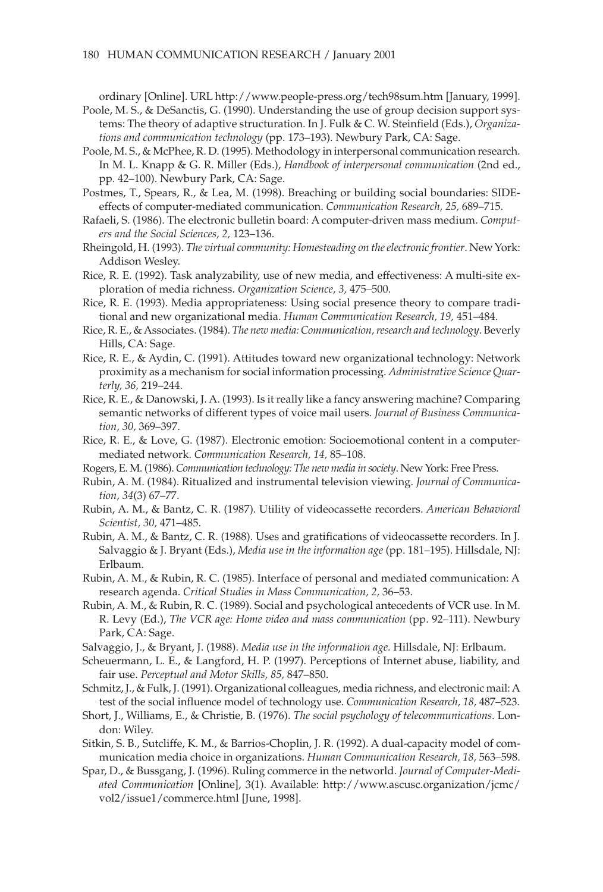ordinary [Online]. URL http://www.people-press.org/tech98sum.htm [January, 1999].

Poole, M. S., & DeSanctis, G. (1990). Understanding the use of group decision support systems: The theory of adaptive structuration. In J. Fulk & C. W. Steinfield (Eds.), *Organizations and communication technology* (pp. 173–193). Newbury Park, CA: Sage.

Poole, M. S., & McPhee, R. D. (1995). Methodology in interpersonal communication research. In M. L. Knapp & G. R. Miller (Eds.), *Handbook of interpersonal communication* (2nd ed., pp. 42–100). Newbury Park, CA: Sage.

Postmes, T., Spears, R., & Lea, M. (1998). Breaching or building social boundaries: SIDE-effects of computer-mediated communication. *Communication Research, 25,* 689–715.

Rafaeli, S. (1986). The electronic bulletin board: A computer-driven mass medium. *Computers and the Social Sciences, 2,* 123–136.

Rheingold, H. (1993). *The virtual community: Homesteading on the electronic frontier*. New York: Addison Wesley.

Rice, R. E. (1992). Task analyzability, use of new media, and effectiveness: A multi-site exploration of media richness. *Organization Science, 3,* 475–500.

Rice, R. E. (1993). Media appropriateness: Using social presence theory to compare traditional and new organizational media. *Human Communication Research, 19,* 451–484.

Rice, R. E., & Associates. (1984). *The new media: Communication, research and technology*. Beverly Hills, CA: Sage.

Rice, R. E., & Aydin, C. (1991). Attitudes toward new organizational technology: Network proximity as a mechanism for social information processing. *Administrative Science Quarterly, 36,* 219–244.

Rice, R. E., & Danowski, J. A. (1993). Is it really like a fancy answering machine? Comparing semantic networks of different types of voice mail users. *Journal of Business Communication, 30,* 369–397.

Rice, R. E., & Love, G. (1987). Electronic emotion: Socioemotional content in a computer-mediated network. *Communication Research, 14,* 85–108.

Rogers, E. M. (1986). *Communication technology: The new media in society*. New York: Free Press.

Rubin, A. M. (1984). Ritualized and instrumental television viewing. *Journal of Communication, 34*(3) 67–77.

Rubin, A. M., & Bantz, C. R. (1987). Utility of videocassette recorders. *American Behavioral Scientist, 30,* 471–485.

Rubin, A. M., & Bantz, C. R. (1988). Uses and gratifications of videocassette recorders. In J. Salvaggio & J. Bryant (Eds.), *Media use in the information age* (pp. 181–195). Hillsdale, NJ: Erlbaum.

Rubin, A. M., & Rubin, R. C. (1985). Interface of personal and mediated communication: A research agenda. *Critical Studies in Mass Communication, 2,* 36–53.

Rubin, A. M., & Rubin, R. C. (1989). Social and psychological antecedents of VCR use. In M. R. Levy (Ed.), *The VCR age: Home video and mass communication* (pp. 92–111). Newbury Park, CA: Sage.

Salvaggio, J., & Bryant, J. (1988). *Media use in the information age*. Hillsdale, NJ: Erlbaum.

Scheuermann, L. E., & Langford, H. P. (1997). Perceptions of Internet abuse, liability, and fair use. *Perceptual and Motor Skills, 85,* 847–850.

Schmitz, J., & Fulk, J. (1991). Organizational colleagues, media richness, and electronic mail: A test of the social influence model of technology use. *Communication Research, 18,* 487–523.

Short, J., Williams, E., & Christie, B. (1976). *The social psychology of telecommunications*. London: Wiley.

Sitkin, S. B., Sutcliffe, K. M., & Barrios-Choplin, J. R. (1992). A dual-capacity model of communication media choice in organizations. *Human Communication Research, 18,* 563–598.

Spar, D., & Bussgang, J. (1996). Ruling commerce in the networld. *Journal of Computer-Mediated Communication* [Online], 3(1). Available: http://www.ascusc.organization/jcmc/vol2/issue1/commerce.html [June, 1998].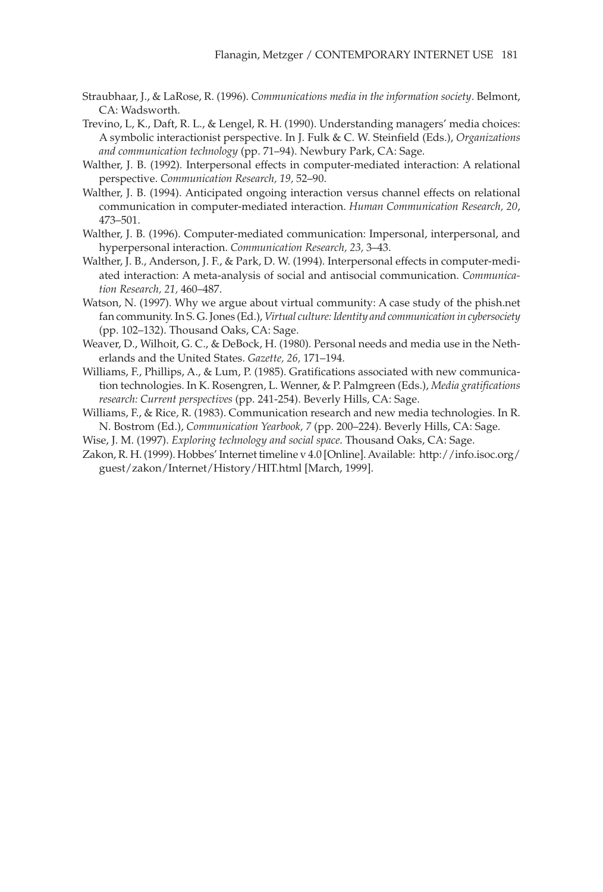Straubhaar, J., & LaRose, R. (1996). *Communications media in the information society*. Belmont, CA: Wadsworth.

Trevino, L, K., Daft, R. L., & Lengel, R. H. (1990). Understanding managers' media choices: A symbolic interactionist perspective. In J. Fulk & C. W. Steinfield (Eds.), *Organizations and communication technology* (pp. 71–94). Newbury Park, CA: Sage.

Walther, J. B. (1992). Interpersonal effects in computer-mediated interaction: A relational perspective. *Communication Research, 19,* 52–90.

Walther, J. B. (1994). Anticipated ongoing interaction versus channel effects on relational communication in computer-mediated interaction. *Human Communication Research, 20*, 473–501.

Walther, J. B. (1996). Computer-mediated communication: Impersonal, interpersonal, and hyperpersonal interaction. *Communication Research, 23,* 3–43.

Walther, J. B., Anderson, J. F., & Park, D. W. (1994). Interpersonal effects in computer-mediated interaction: A meta-analysis of social and antisocial communication. *Communication Research, 21,* 460–487.

Watson, N. (1997). Why we argue about virtual community: A case study of the phish.net fan community. In S. G. Jones (Ed.), *Virtual culture: Identity and communication in cybersociety* (pp. 102–132). Thousand Oaks, CA: Sage.

Weaver, D., Wilhoit, G. C., & DeBock, H. (1980). Personal needs and media use in the Netherlands and the United States. *Gazette, 26,* 171–194.

Williams, F., Phillips, A., & Lum, P. (1985). Gratifications associated with new communication technologies. In K. Rosengren, L. Wenner, & P. Palmgreen (Eds.), *Media gratifications research: Current perspectives* (pp. 241-254). Beverly Hills, CA: Sage.

Williams, F., & Rice, R. (1983). Communication research and new media technologies. In R. N. Bostrom (Ed.), *Communication Yearbook, 7* (pp. 200–224). Beverly Hills, CA: Sage.

Wise, J. M. (1997). *Exploring technology and social space*. Thousand Oaks, CA: Sage.

Zakon, R. H. (1999). Hobbes' Internet timeline v 4.0 [Online]. Available: http://info.isoc.org/guest/zakon/Internet/History/HIT.html [March, 1999].